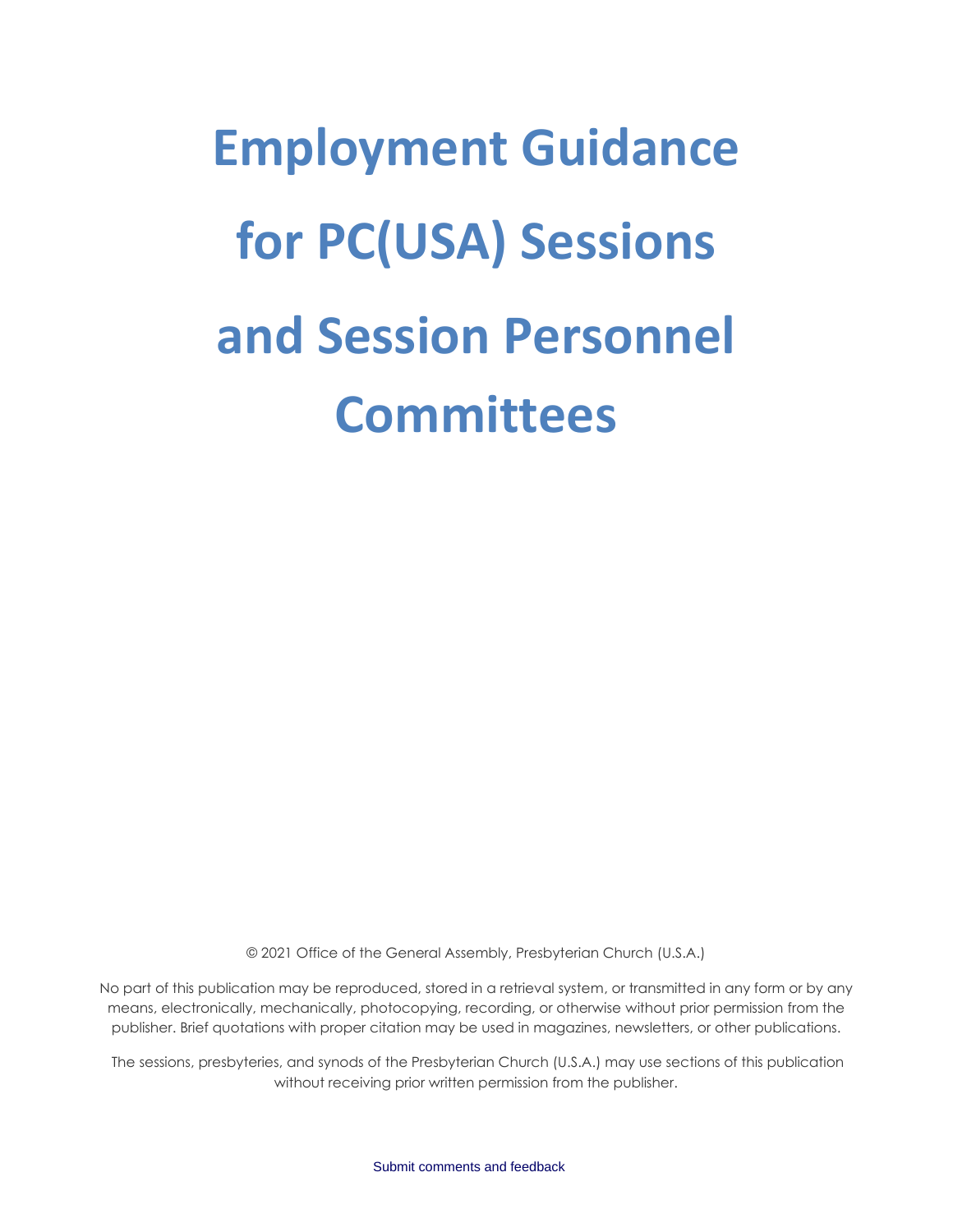# Employment Guidance for PC(USA) Sessions and Session Personnel Committees

© 2021 Office of the General Assembly, Presbyterian Church (U.S.A.)

No part of this publication may be reproduced, stored in a retrieval system, or transmitted in any form or by any means, electronically, mechanically, photocopying, recording, or otherwise without prior permission from the publisher. Brief quotations with proper citation may be used in magazines, newsletters, or other publications.

The sessions, presbyteries, and synods of the Presbyterian Church (U.S.A.) may use sections of this publication without receiving prior written permission from the publisher.

Submit comments and feedback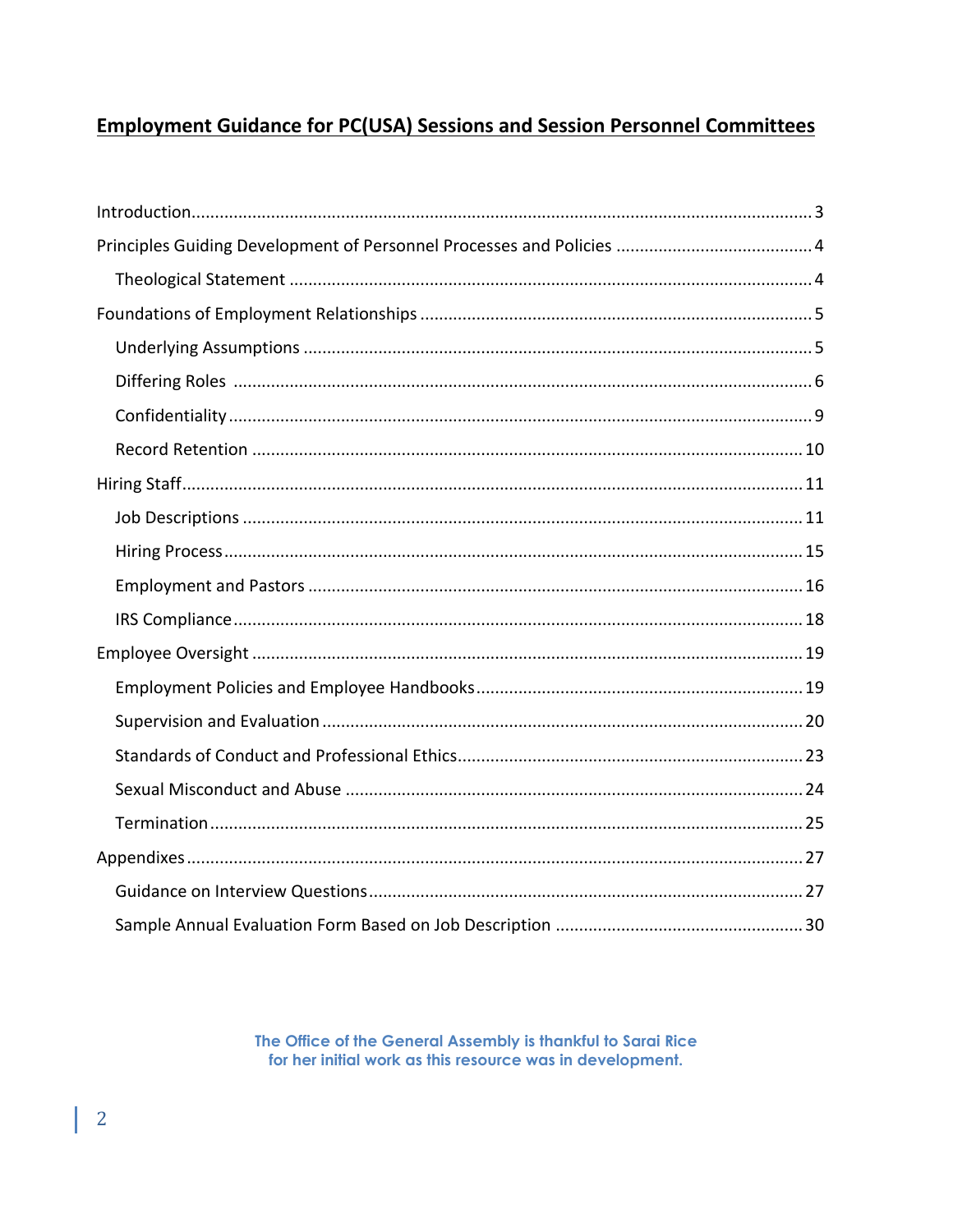# Employment Guidance for PC(USA) Sessions and Session Personnel Committees

- Introduction .......... 3
- Principles Guiding Development of Personnel Processes and Policies .......... 4
  - Theological Statement .......... 4
- Foundations of Employment Relationships .......... 5
  - Underlying Assumptions .......... 5
  - Differing Roles .......... 6
  - Confidentiality .......... 9
  - Record Retention .......... 10
- Hiring Staff .......... 11
  - Job Descriptions .......... 11
  - Hiring Process .......... 15
  - Employment and Pastors .......... 16
  - IRS Compliance .......... 18
- Employee Oversight .......... 19
  - Employment Policies and Employee Handbooks .......... 19
  - Supervision and Evaluation .......... 20
  - Standards of Conduct and Professional Ethics .......... 23
  - Sexual Misconduct and Abuse .......... 24
  - Termination .......... 25
- Appendixes .......... 27
  - Guidance on Interview Questions .......... 27
  - Sample Annual Evaluation Form Based on Job Description .......... 30

**The Office of the General Assembly is thankful to Sarai Rice for her initial work as this resource was in development.**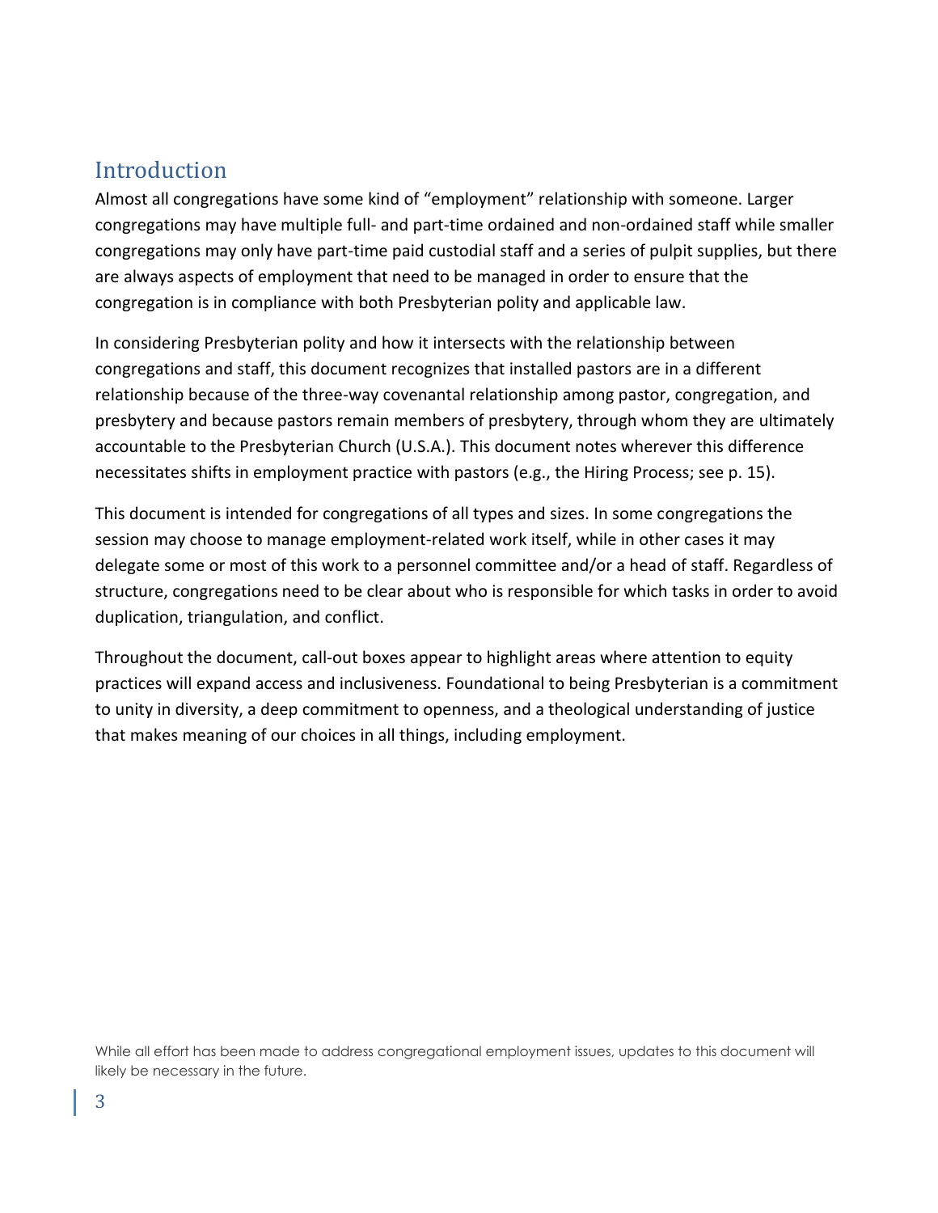## Introduction

Almost all congregations have some kind of "employment" relationship with someone. Larger congregations may have multiple full- and part-time ordained and non-ordained staff while smaller congregations may only have part-time paid custodial staff and a series of pulpit supplies, but there are always aspects of employment that need to be managed in order to ensure that the congregation is in compliance with both Presbyterian polity and applicable law.

In considering Presbyterian polity and how it intersects with the relationship between congregations and staff, this document recognizes that installed pastors are in a different relationship because of the three-way covenantal relationship among pastor, congregation, and presbytery and because pastors remain members of presbytery, through whom they are ultimately accountable to the Presbyterian Church (U.S.A.). This document notes wherever this difference necessitates shifts in employment practice with pastors (e.g., the Hiring Process; see p. 15).

This document is intended for congregations of all types and sizes. In some congregations the session may choose to manage employment-related work itself, while in other cases it may delegate some or most of this work to a personnel committee and/or a head of staff. Regardless of structure, congregations need to be clear about who is responsible for which tasks in order to avoid duplication, triangulation, and conflict.

Throughout the document, call-out boxes appear to highlight areas where attention to equity practices will expand access and inclusiveness. Foundational to being Presbyterian is a commitment to unity in diversity, a deep commitment to openness, and a theological understanding of justice that makes meaning of our choices in all things, including employment.

While all effort has been made to address congregational employment issues, updates to this document will likely be necessary in the future.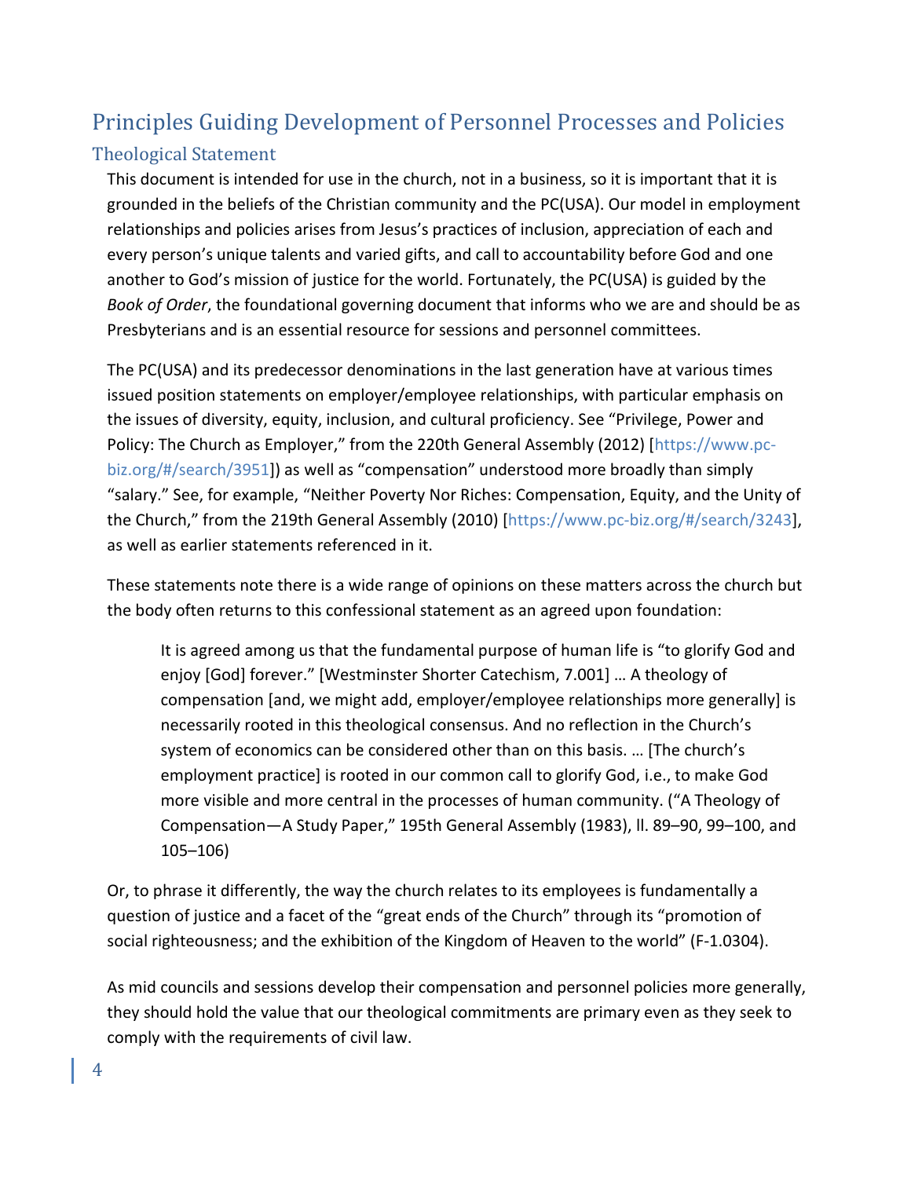## Principles Guiding Development of Personnel Processes and Policies

### Theological Statement

This document is intended for use in the church, not in a business, so it is important that it is grounded in the beliefs of the Christian community and the PC(USA). Our model in employment relationships and policies arises from Jesus's practices of inclusion, appreciation of each and every person's unique talents and varied gifts, and call to accountability before God and one another to God's mission of justice for the world. Fortunately, the PC(USA) is guided by the *Book of Order*, the foundational governing document that informs who we are and should be as Presbyterians and is an essential resource for sessions and personnel committees.

The PC(USA) and its predecessor denominations in the last generation have at various times issued position statements on employer/employee relationships, with particular emphasis on the issues of diversity, equity, inclusion, and cultural proficiency. See "Privilege, Power and Policy: The Church as Employer," from the 220th General Assembly (2012) [https://www.pc-biz.org/#/search/3951]) as well as "compensation" understood more broadly than simply "salary." See, for example, "Neither Poverty Nor Riches: Compensation, Equity, and the Unity of the Church," from the 219th General Assembly (2010) [https://www.pc-biz.org/#/search/3243], as well as earlier statements referenced in it.

These statements note there is a wide range of opinions on these matters across the church but the body often returns to this confessional statement as an agreed upon foundation:

> It is agreed among us that the fundamental purpose of human life is "to glorify God and enjoy [God] forever." [Westminster Shorter Catechism, 7.001] … A theology of compensation [and, we might add, employer/employee relationships more generally] is necessarily rooted in this theological consensus. And no reflection in the Church's system of economics can be considered other than on this basis. … [The church's employment practice] is rooted in our common call to glorify God, i.e., to make God more visible and more central in the processes of human community. ("A Theology of Compensation—A Study Paper," 195th General Assembly (1983), ll. 89–90, 99–100, and 105–106)

Or, to phrase it differently, the way the church relates to its employees is fundamentally a question of justice and a facet of the "great ends of the Church" through its "promotion of social righteousness; and the exhibition of the Kingdom of Heaven to the world" (F-1.0304).

As mid councils and sessions develop their compensation and personnel policies more generally, they should hold the value that our theological commitments are primary even as they seek to comply with the requirements of civil law.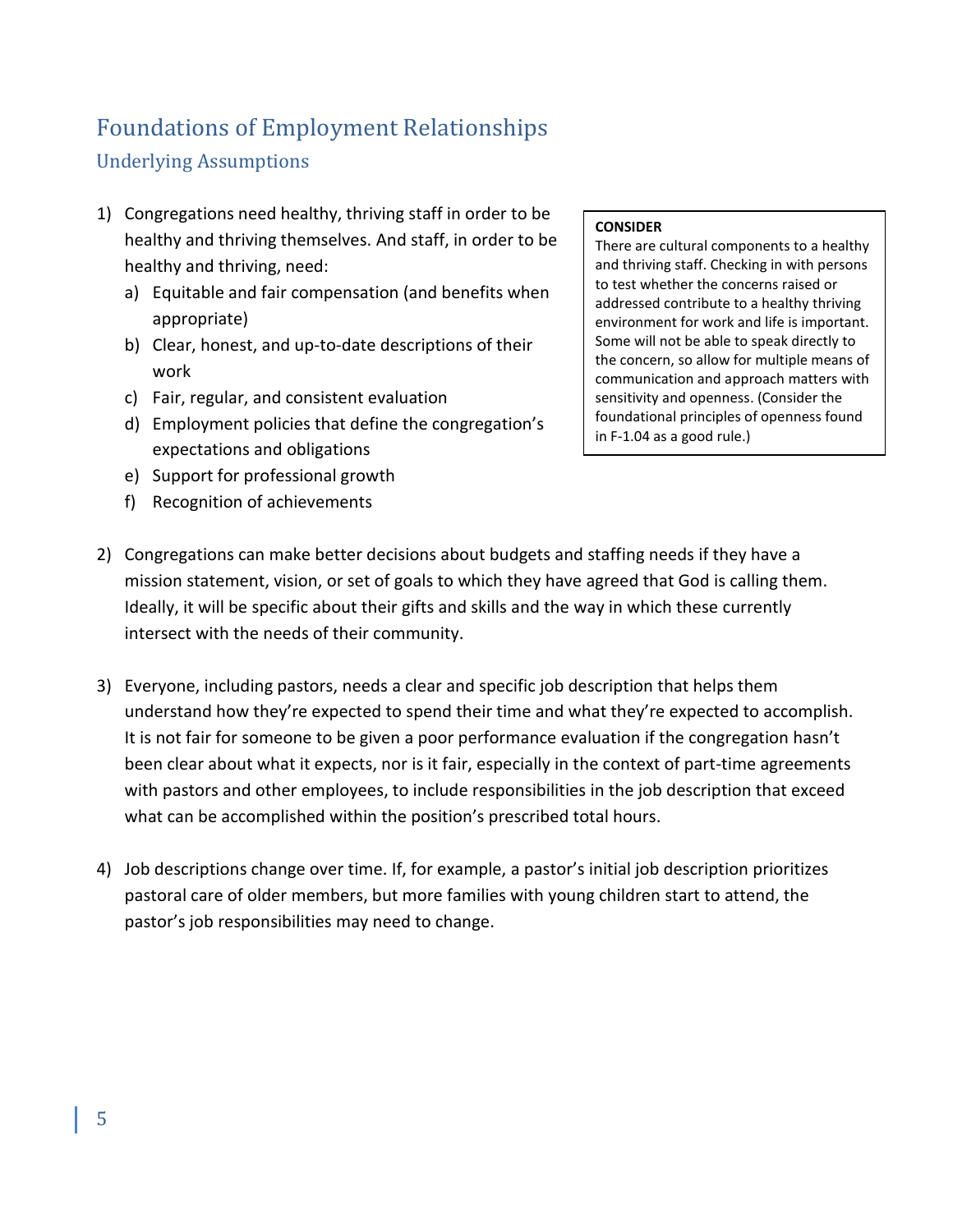## Foundations of Employment Relationships

### Underlying Assumptions

1) Congregations need healthy, thriving staff in order to be healthy and thriving themselves. And staff, in order to be healthy and thriving, need:
   a) Equitable and fair compensation (and benefits when appropriate)
   b) Clear, honest, and up-to-date descriptions of their work
   c) Fair, regular, and consistent evaluation
   d) Employment policies that define the congregation's expectations and obligations
   e) Support for professional growth
   f) Recognition of achievements

> **CONSIDER**
> There are cultural components to a healthy and thriving staff. Checking in with persons to test whether the concerns raised or addressed contribute to a healthy thriving environment for work and life is important. Some will not be able to speak directly to the concern, so allow for multiple means of communication and approach matters with sensitivity and openness. (Consider the foundational principles of openness found in F-1.04 as a good rule.)

2) Congregations can make better decisions about budgets and staffing needs if they have a mission statement, vision, or set of goals to which they have agreed that God is calling them. Ideally, it will be specific about their gifts and skills and the way in which these currently intersect with the needs of their community.

3) Everyone, including pastors, needs a clear and specific job description that helps them understand how they're expected to spend their time and what they're expected to accomplish. It is not fair for someone to be given a poor performance evaluation if the congregation hasn't been clear about what it expects, nor is it fair, especially in the context of part-time agreements with pastors and other employees, to include responsibilities in the job description that exceed what can be accomplished within the position's prescribed total hours.

4) Job descriptions change over time. If, for example, a pastor's initial job description prioritizes pastoral care of older members, but more families with young children start to attend, the pastor's job responsibilities may need to change.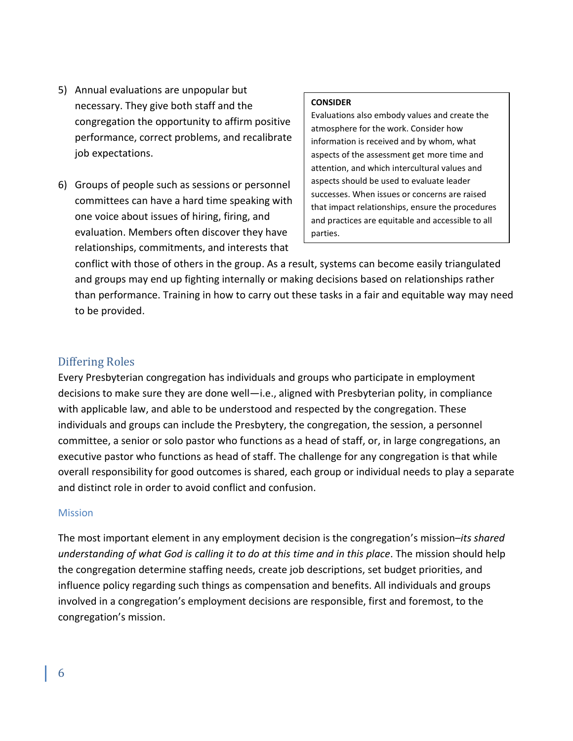5) Annual evaluations are unpopular but necessary. They give both staff and the congregation the opportunity to affirm positive performance, correct problems, and recalibrate job expectations.

6) Groups of people such as sessions or personnel committees can have a hard time speaking with one voice about issues of hiring, firing, and evaluation. Members often discover they have relationships, commitments, and interests that conflict with those of others in the group. As a result, systems can become easily triangulated and groups may end up fighting internally or making decisions based on relationships rather than performance. Training in how to carry out these tasks in a fair and equitable way may need to be provided.

> **CONSIDER**
> Evaluations also embody values and create the atmosphere for the work. Consider how information is received and by whom, what aspects of the assessment get more time and attention, and which intercultural values and aspects should be used to evaluate leader successes. When issues or concerns are raised that impact relationships, ensure the procedures and practices are equitable and accessible to all parties.

## Differing Roles

Every Presbyterian congregation has individuals and groups who participate in employment decisions to make sure they are done well—i.e., aligned with Presbyterian polity, in compliance with applicable law, and able to be understood and respected by the congregation. These individuals and groups can include the Presbytery, the congregation, the session, a personnel committee, a senior or solo pastor who functions as a head of staff, or, in large congregations, an executive pastor who functions as head of staff. The challenge for any congregation is that while overall responsibility for good outcomes is shared, each group or individual needs to play a separate and distinct role in order to avoid conflict and confusion.

### Mission

The most important element in any employment decision is the congregation's mission–*its shared understanding of what God is calling it to do at this time and in this place*. The mission should help the congregation determine staffing needs, create job descriptions, set budget priorities, and influence policy regarding such things as compensation and benefits. All individuals and groups involved in a congregation's employment decisions are responsible, first and foremost, to the congregation's mission.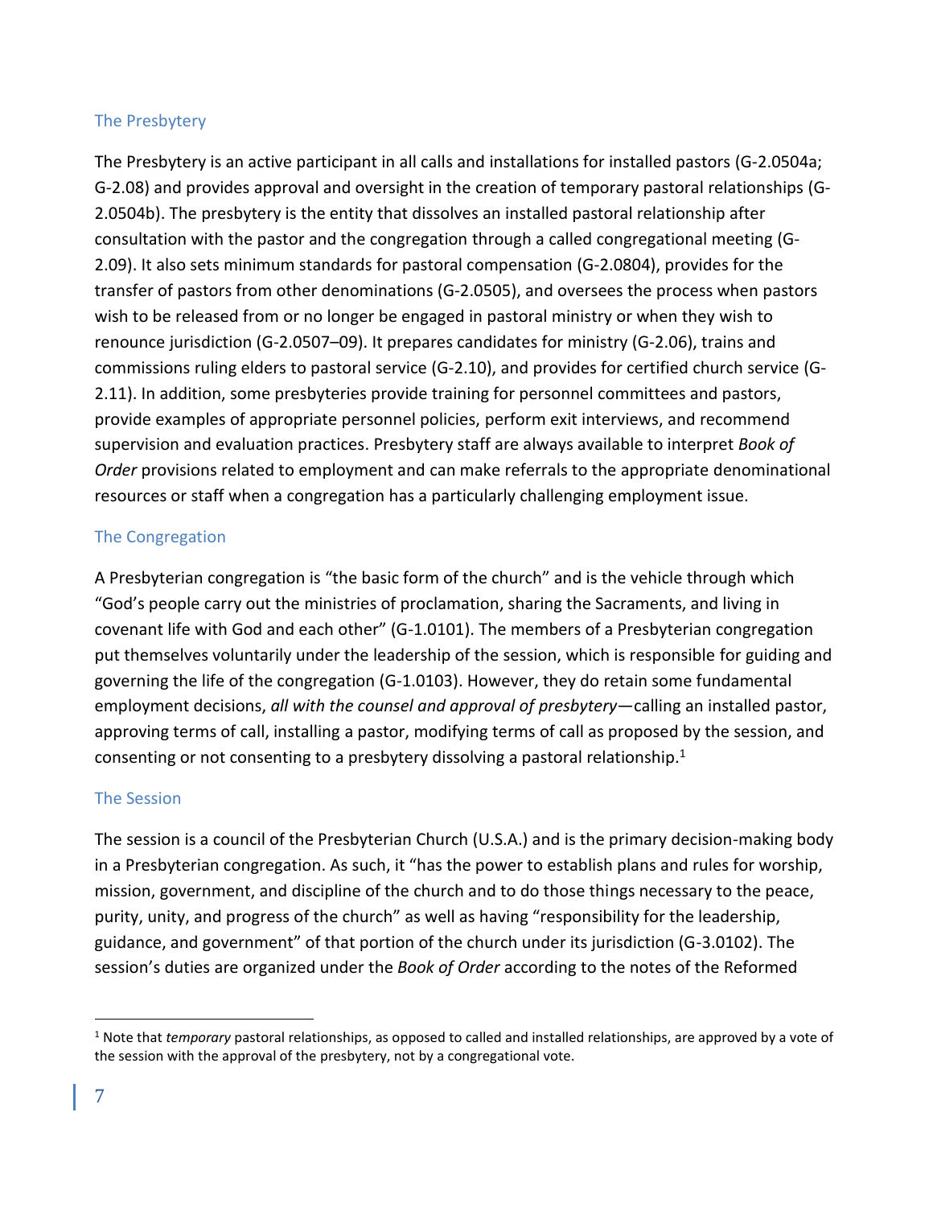### The Presbytery

The Presbytery is an active participant in all calls and installations for installed pastors (G-2.0504a; G-2.08) and provides approval and oversight in the creation of temporary pastoral relationships (G-2.0504b). The presbytery is the entity that dissolves an installed pastoral relationship after consultation with the pastor and the congregation through a called congregational meeting (G-2.09). It also sets minimum standards for pastoral compensation (G-2.0804), provides for the transfer of pastors from other denominations (G-2.0505), and oversees the process when pastors wish to be released from or no longer be engaged in pastoral ministry or when they wish to renounce jurisdiction (G-2.0507–09). It prepares candidates for ministry (G-2.06), trains and commissions ruling elders to pastoral service (G-2.10), and provides for certified church service (G-2.11). In addition, some presbyteries provide training for personnel committees and pastors, provide examples of appropriate personnel policies, perform exit interviews, and recommend supervision and evaluation practices. Presbytery staff are always available to interpret *Book of Order* provisions related to employment and can make referrals to the appropriate denominational resources or staff when a congregation has a particularly challenging employment issue.

### The Congregation

A Presbyterian congregation is "the basic form of the church" and is the vehicle through which "God's people carry out the ministries of proclamation, sharing the Sacraments, and living in covenant life with God and each other" (G-1.0101). The members of a Presbyterian congregation put themselves voluntarily under the leadership of the session, which is responsible for guiding and governing the life of the congregation (G-1.0103). However, they do retain some fundamental employment decisions, *all with the counsel and approval of presbytery*—calling an installed pastor, approving terms of call, installing a pastor, modifying terms of call as proposed by the session, and consenting or not consenting to a presbytery dissolving a pastoral relationship.[1]

### The Session

The session is a council of the Presbyterian Church (U.S.A.) and is the primary decision-making body in a Presbyterian congregation. As such, it "has the power to establish plans and rules for worship, mission, government, and discipline of the church and to do those things necessary to the peace, purity, unity, and progress of the church" as well as having "responsibility for the leadership, guidance, and government" of that portion of the church under its jurisdiction (G-3.0102). The session's duties are organized under the *Book of Order* according to the notes of the Reformed

---

[1] Note that *temporary* pastoral relationships, as opposed to called and installed relationships, are approved by a vote of the session with the approval of the presbytery, not by a congregational vote.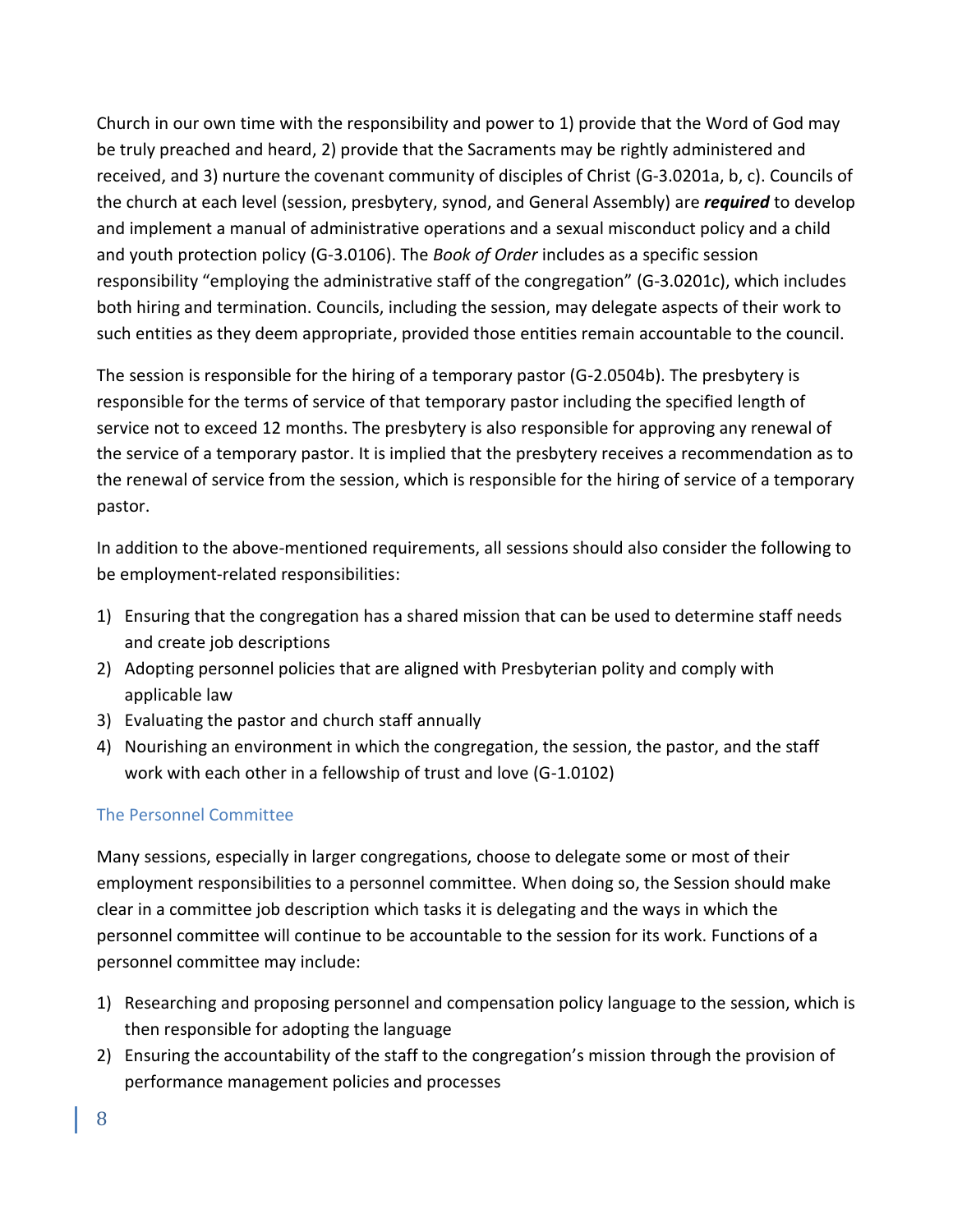Church in our own time with the responsibility and power to 1) provide that the Word of God may be truly preached and heard, 2) provide that the Sacraments may be rightly administered and received, and 3) nurture the covenant community of disciples of Christ (G-3.0201a, b, c). Councils of the church at each level (session, presbytery, synod, and General Assembly) are ***required*** to develop and implement a manual of administrative operations and a sexual misconduct policy and a child and youth protection policy (G-3.0106). The *Book of Order* includes as a specific session responsibility "employing the administrative staff of the congregation" (G-3.0201c), which includes both hiring and termination. Councils, including the session, may delegate aspects of their work to such entities as they deem appropriate, provided those entities remain accountable to the council.

The session is responsible for the hiring of a temporary pastor (G-2.0504b). The presbytery is responsible for the terms of service of that temporary pastor including the specified length of service not to exceed 12 months. The presbytery is also responsible for approving any renewal of the service of a temporary pastor. It is implied that the presbytery receives a recommendation as to the renewal of service from the session, which is responsible for the hiring of service of a temporary pastor.

In addition to the above-mentioned requirements, all sessions should also consider the following to be employment-related responsibilities:

1) Ensuring that the congregation has a shared mission that can be used to determine staff needs and create job descriptions
2) Adopting personnel policies that are aligned with Presbyterian polity and comply with applicable law
3) Evaluating the pastor and church staff annually
4) Nourishing an environment in which the congregation, the session, the pastor, and the staff work with each other in a fellowship of trust and love (G-1.0102)

## The Personnel Committee

Many sessions, especially in larger congregations, choose to delegate some or most of their employment responsibilities to a personnel committee. When doing so, the Session should make clear in a committee job description which tasks it is delegating and the ways in which the personnel committee will continue to be accountable to the session for its work. Functions of a personnel committee may include:

1) Researching and proposing personnel and compensation policy language to the session, which is then responsible for adopting the language
2) Ensuring the accountability of the staff to the congregation's mission through the provision of performance management policies and processes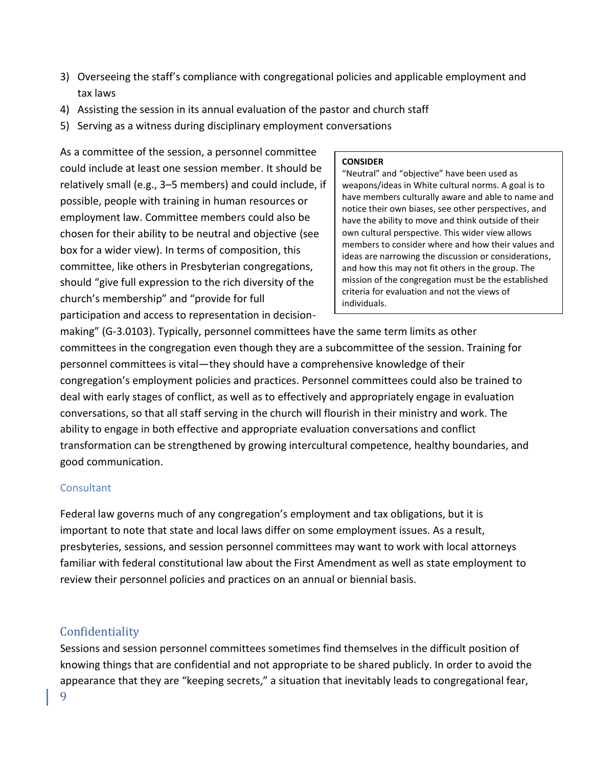3) Overseeing the staff's compliance with congregational policies and applicable employment and tax laws
4) Assisting the session in its annual evaluation of the pastor and church staff
5) Serving as a witness during disciplinary employment conversations

As a committee of the session, a personnel committee could include at least one session member. It should be relatively small (e.g., 3–5 members) and could include, if possible, people with training in human resources or employment law. Committee members could also be chosen for their ability to be neutral and objective (see box for a wider view). In terms of composition, this committee, like others in Presbyterian congregations, should "give full expression to the rich diversity of the church's membership" and "provide for full participation and access to representation in decision-making" (G-3.0103). Typically, personnel committees have the same term limits as other committees in the congregation even though they are a subcommittee of the session. Training for personnel committees is vital—they should have a comprehensive knowledge of their congregation's employment policies and practices. Personnel committees could also be trained to deal with early stages of conflict, as well as to effectively and appropriately engage in evaluation conversations, so that all staff serving in the church will flourish in their ministry and work. The ability to engage in both effective and appropriate evaluation conversations and conflict transformation can be strengthened by growing intercultural competence, healthy boundaries, and good communication.

> **CONSIDER**
> "Neutral" and "objective" have been used as weapons/ideas in White cultural norms. A goal is to have members culturally aware and able to name and notice their own biases, see other perspectives, and have the ability to move and think outside of their own cultural perspective. This wider view allows members to consider where and how their values and ideas are narrowing the discussion or considerations, and how this may not fit others in the group. The mission of the congregation must be the established criteria for evaluation and not the views of individuals.

### Consultant

Federal law governs much of any congregation's employment and tax obligations, but it is important to note that state and local laws differ on some employment issues. As a result, presbyteries, sessions, and session personnel committees may want to work with local attorneys familiar with federal constitutional law about the First Amendment as well as state employment to review their personnel policies and practices on an annual or biennial basis.

## Confidentiality

Sessions and session personnel committees sometimes find themselves in the difficult position of knowing things that are confidential and not appropriate to be shared publicly. In order to avoid the appearance that they are "keeping secrets," a situation that inevitably leads to congregational fear,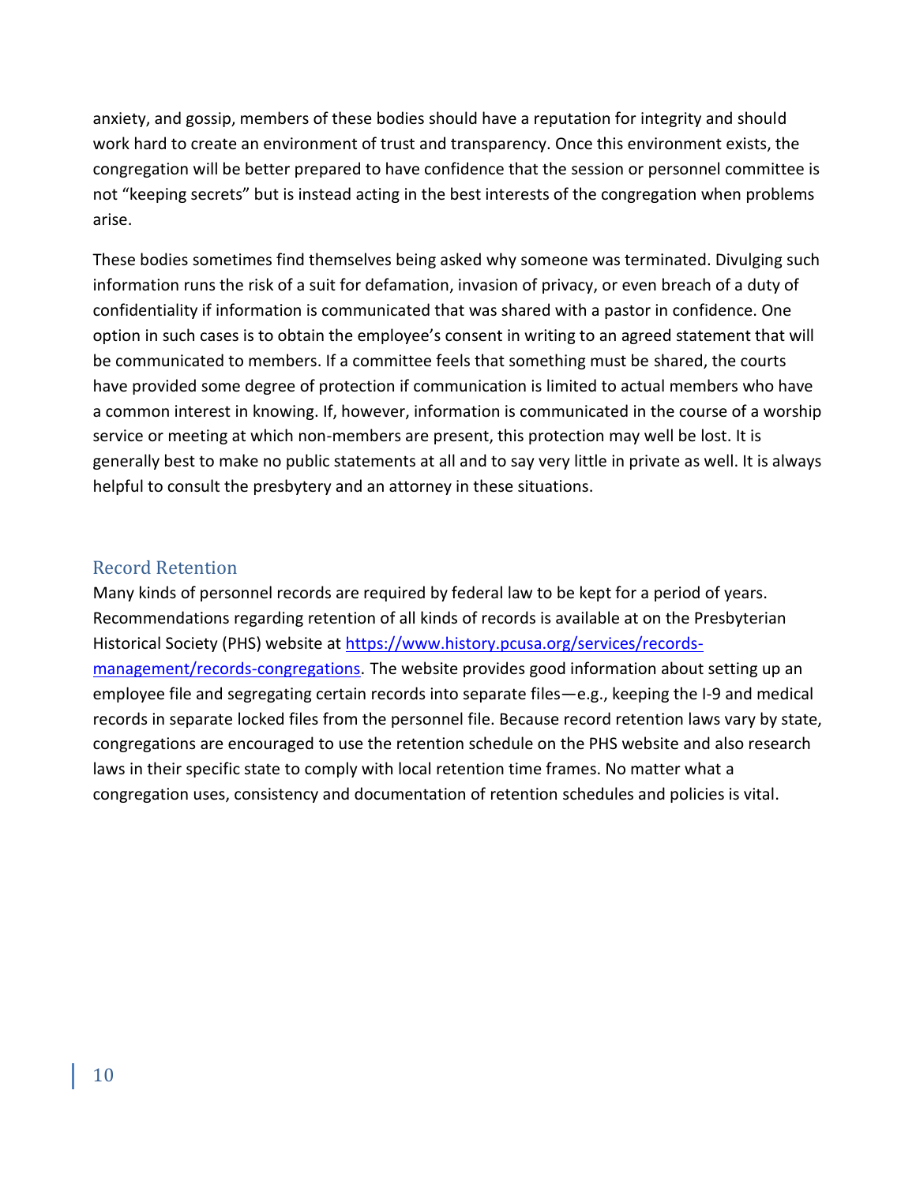anxiety, and gossip, members of these bodies should have a reputation for integrity and should work hard to create an environment of trust and transparency. Once this environment exists, the congregation will be better prepared to have confidence that the session or personnel committee is not "keeping secrets" but is instead acting in the best interests of the congregation when problems arise.

These bodies sometimes find themselves being asked why someone was terminated. Divulging such information runs the risk of a suit for defamation, invasion of privacy, or even breach of a duty of confidentiality if information is communicated that was shared with a pastor in confidence. One option in such cases is to obtain the employee's consent in writing to an agreed statement that will be communicated to members. If a committee feels that something must be shared, the courts have provided some degree of protection if communication is limited to actual members who have a common interest in knowing. If, however, information is communicated in the course of a worship service or meeting at which non-members are present, this protection may well be lost. It is generally best to make no public statements at all and to say very little in private as well. It is always helpful to consult the presbytery and an attorney in these situations.

## Record Retention

Many kinds of personnel records are required by federal law to be kept for a period of years. Recommendations regarding retention of all kinds of records is available at on the Presbyterian Historical Society (PHS) website at [https://www.history.pcusa.org/services/records-management/records-congregations](https://www.history.pcusa.org/services/records-management/records-congregations). The website provides good information about setting up an employee file and segregating certain records into separate files—e.g., keeping the I-9 and medical records in separate locked files from the personnel file. Because record retention laws vary by state, congregations are encouraged to use the retention schedule on the PHS website and also research laws in their specific state to comply with local retention time frames. No matter what a congregation uses, consistency and documentation of retention schedules and policies is vital.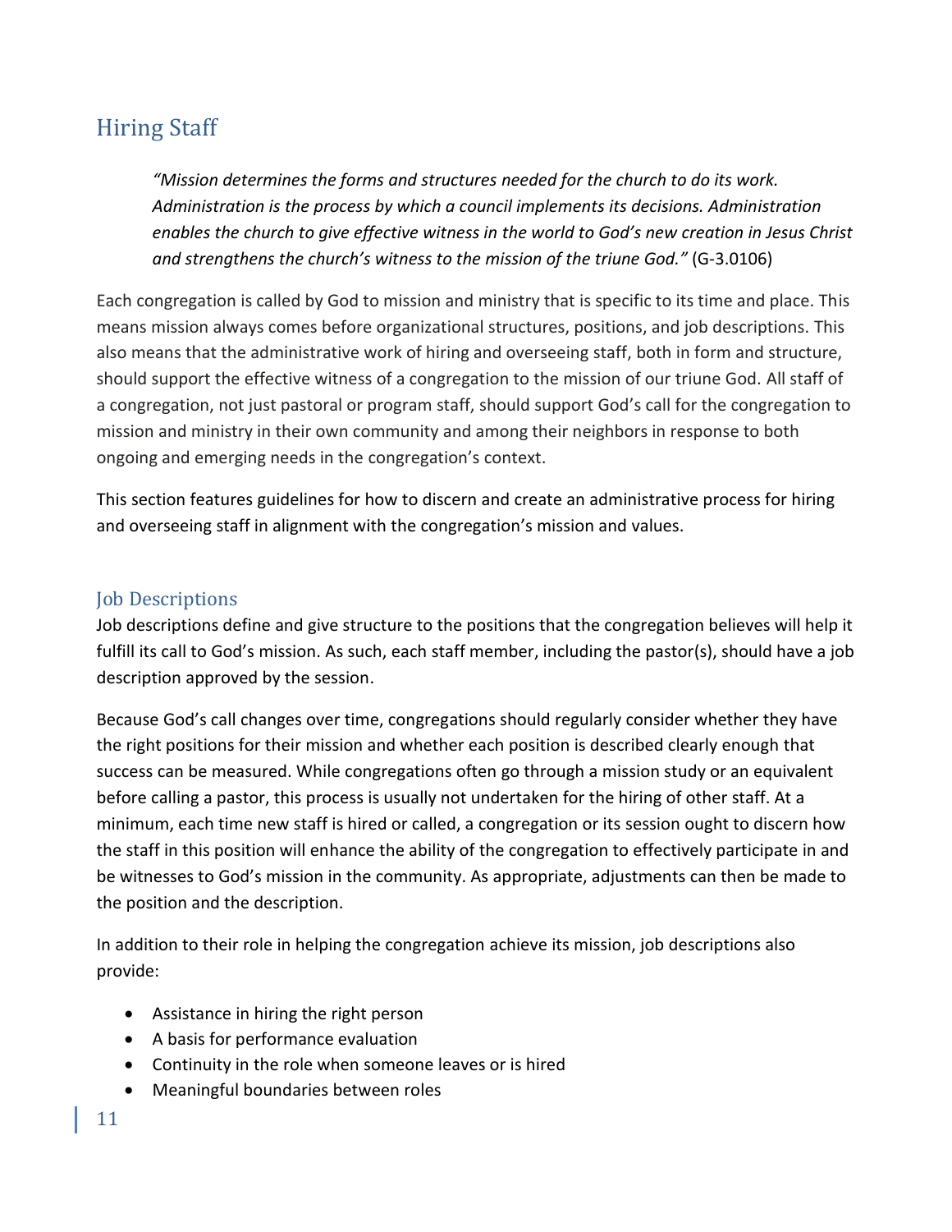## Hiring Staff

> *"Mission determines the forms and structures needed for the church to do its work. Administration is the process by which a council implements its decisions. Administration enables the church to give effective witness in the world to God's new creation in Jesus Christ and strengthens the church's witness to the mission of the triune God."* (G-3.0106)

Each congregation is called by God to mission and ministry that is specific to its time and place. This means mission always comes before organizational structures, positions, and job descriptions. This also means that the administrative work of hiring and overseeing staff, both in form and structure, should support the effective witness of a congregation to the mission of our triune God. All staff of a congregation, not just pastoral or program staff, should support God's call for the congregation to mission and ministry in their own community and among their neighbors in response to both ongoing and emerging needs in the congregation's context.

This section features guidelines for how to discern and create an administrative process for hiring and overseeing staff in alignment with the congregation's mission and values.

### Job Descriptions

Job descriptions define and give structure to the positions that the congregation believes will help it fulfill its call to God's mission. As such, each staff member, including the pastor(s), should have a job description approved by the session.

Because God's call changes over time, congregations should regularly consider whether they have the right positions for their mission and whether each position is described clearly enough that success can be measured. While congregations often go through a mission study or an equivalent before calling a pastor, this process is usually not undertaken for the hiring of other staff. At a minimum, each time new staff is hired or called, a congregation or its session ought to discern how the staff in this position will enhance the ability of the congregation to effectively participate in and be witnesses to God's mission in the community. As appropriate, adjustments can then be made to the position and the description.

In addition to their role in helping the congregation achieve its mission, job descriptions also provide:

- Assistance in hiring the right person
- A basis for performance evaluation
- Continuity in the role when someone leaves or is hired
- Meaningful boundaries between roles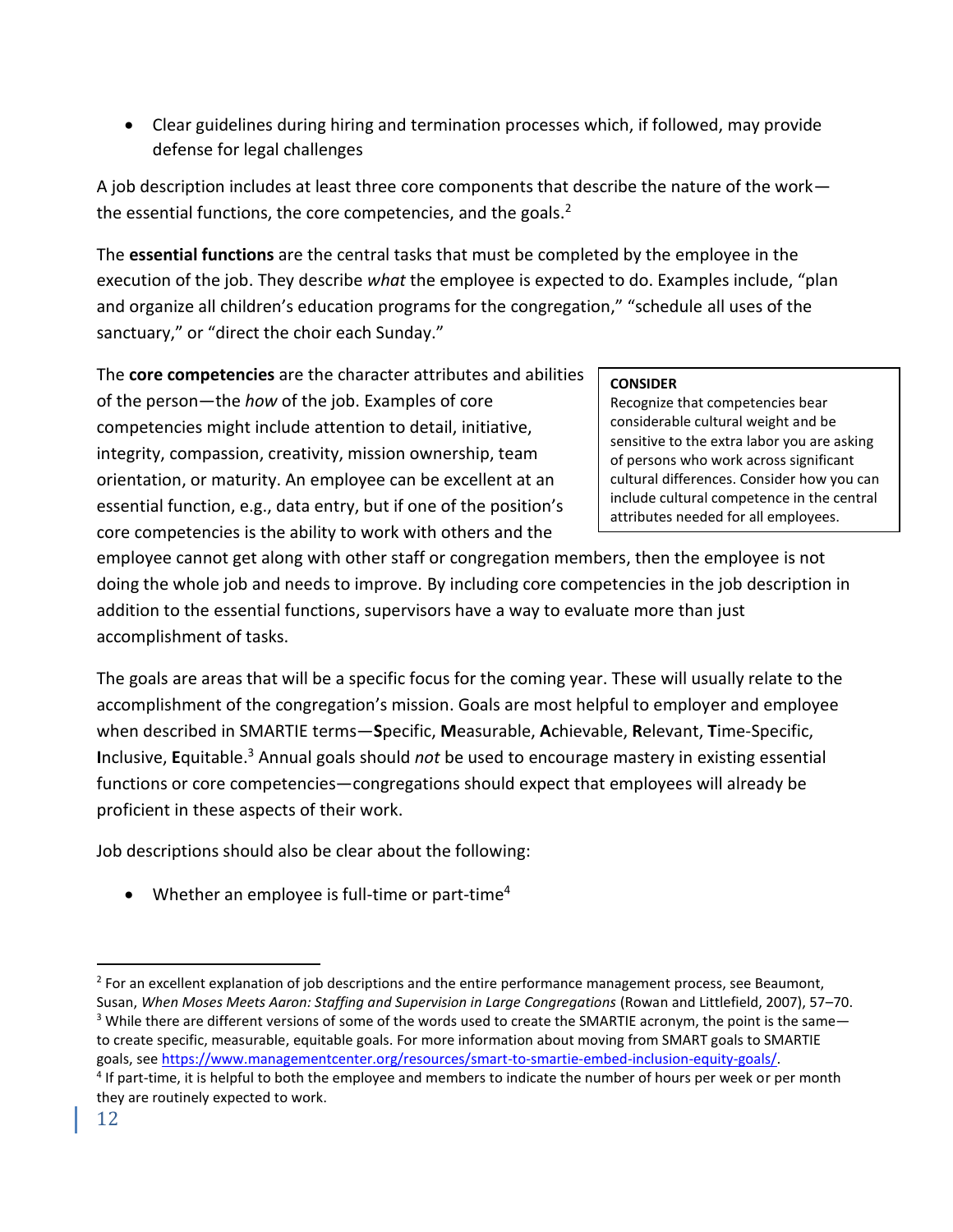- Clear guidelines during hiring and termination processes which, if followed, may provide defense for legal challenges

A job description includes at least three core components that describe the nature of the work—the essential functions, the core competencies, and the goals.[2]

The **essential functions** are the central tasks that must be completed by the employee in the execution of the job. They describe *what* the employee is expected to do. Examples include, "plan and organize all children's education programs for the congregation," "schedule all uses of the sanctuary," or "direct the choir each Sunday."

The **core competencies** are the character attributes and abilities of the person—the *how* of the job. Examples of core competencies might include attention to detail, initiative, integrity, compassion, creativity, mission ownership, team orientation, or maturity. An employee can be excellent at an essential function, e.g., data entry, but if one of the position's core competencies is the ability to work with others and the employee cannot get along with other staff or congregation members, then the employee is not doing the whole job and needs to improve. By including core competencies in the job description in addition to the essential functions, supervisors have a way to evaluate more than just accomplishment of tasks.

> **CONSIDER**
> Recognize that competencies bear considerable cultural weight and be sensitive to the extra labor you are asking of persons who work across significant cultural differences. Consider how you can include cultural competence in the central attributes needed for all employees.

The goals are areas that will be a specific focus for the coming year. These will usually relate to the accomplishment of the congregation's mission. Goals are most helpful to employer and employee when described in SMARTIE terms—**S**pecific, **M**easurable, **A**chievable, **R**elevant, **T**ime-Specific, **I**nclusive, **E**quitable.[3] Annual goals should *not* be used to encourage mastery in existing essential functions or core competencies—congregations should expect that employees will already be proficient in these aspects of their work.

Job descriptions should also be clear about the following:

- Whether an employee is full-time or part-time[4]

---

[2] For an excellent explanation of job descriptions and the entire performance management process, see Beaumont, Susan, *When Moses Meets Aaron: Staffing and Supervision in Large Congregations* (Rowan and Littlefield, 2007), 57–70.

[3] While there are different versions of some of the words used to create the SMARTIE acronym, the point is the same—to create specific, measurable, equitable goals. For more information about moving from SMART goals to SMARTIE goals, see https://www.managementcenter.org/resources/smart-to-smartie-embed-inclusion-equity-goals/.

[4] If part-time, it is helpful to both the employee and members to indicate the number of hours per week or per month they are routinely expected to work.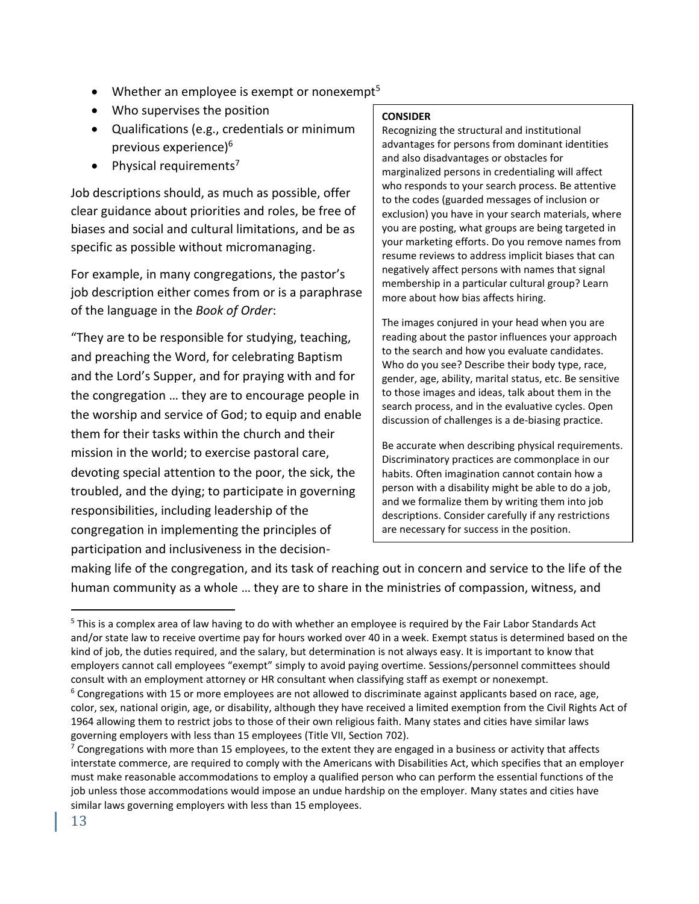- Whether an employee is exempt or nonexempt[5]
- Who supervises the position
- Qualifications (e.g., credentials or minimum previous experience)[6]
- Physical requirements[7]

Job descriptions should, as much as possible, offer clear guidance about priorities and roles, be free of biases and social and cultural limitations, and be as specific as possible without micromanaging.

For example, in many congregations, the pastor's job description either comes from or is a paraphrase of the language in the *Book of Order*:

"They are to be responsible for studying, teaching, and preaching the Word, for celebrating Baptism and the Lord's Supper, and for praying with and for the congregation … they are to encourage people in the worship and service of God; to equip and enable them for their tasks within the church and their mission in the world; to exercise pastoral care, devoting special attention to the poor, the sick, the troubled, and the dying; to participate in governing responsibilities, including leadership of the congregation in implementing the principles of participation and inclusiveness in the decision-making life of the congregation, and its task of reaching out in concern and service to the life of the human community as a whole … they are to share in the ministries of compassion, witness, and

> **CONSIDER**
>
> Recognizing the structural and institutional advantages for persons from dominant identities and also disadvantages or obstacles for marginalized persons in credentialing will affect who responds to your search process. Be attentive to the codes (guarded messages of inclusion or exclusion) you have in your search materials, where you are posting, what groups are being targeted in your marketing efforts. Do you remove names from resume reviews to address implicit biases that can negatively affect persons with names that signal membership in a particular cultural group? Learn more about how bias affects hiring.
>
> The images conjured in your head when you are reading about the pastor influences your approach to the search and how you evaluate candidates. Who do you see? Describe their body type, race, gender, age, ability, marital status, etc. Be sensitive to those images and ideas, talk about them in the search process, and in the evaluative cycles. Open discussion of challenges is a de-biasing practice.
>
> Be accurate when describing physical requirements. Discriminatory practices are commonplace in our habits. Often imagination cannot contain how a person with a disability might be able to do a job, and we formalize them by writing them into job descriptions. Consider carefully if any restrictions are necessary for success in the position.

---

[5] This is a complex area of law having to do with whether an employee is required by the Fair Labor Standards Act and/or state law to receive overtime pay for hours worked over 40 in a week. Exempt status is determined based on the kind of job, the duties required, and the salary, but determination is not always easy. It is important to know that employers cannot call employees "exempt" simply to avoid paying overtime. Sessions/personnel committees should consult with an employment attorney or HR consultant when classifying staff as exempt or nonexempt.

[6] Congregations with 15 or more employees are not allowed to discriminate against applicants based on race, age, color, sex, national origin, age, or disability, although they have received a limited exemption from the Civil Rights Act of 1964 allowing them to restrict jobs to those of their own religious faith. Many states and cities have similar laws governing employers with less than 15 employees (Title VII, Section 702).

[7] Congregations with more than 15 employees, to the extent they are engaged in a business or activity that affects interstate commerce, are required to comply with the Americans with Disabilities Act, which specifies that an employer must make reasonable accommodations to employ a qualified person who can perform the essential functions of the job unless those accommodations would impose an undue hardship on the employer. Many states and cities have similar laws governing employers with less than 15 employees.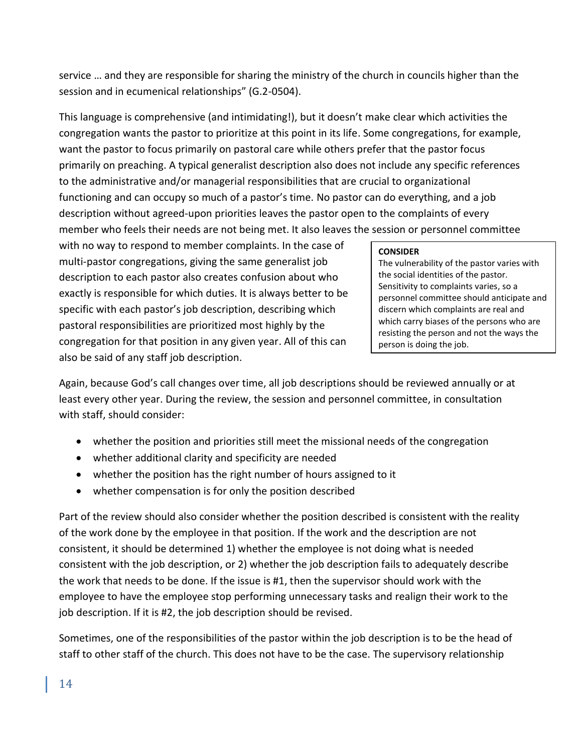service … and they are responsible for sharing the ministry of the church in councils higher than the session and in ecumenical relationships" (G.2-0504).

This language is comprehensive (and intimidating!), but it doesn't make clear which activities the congregation wants the pastor to prioritize at this point in its life. Some congregations, for example, want the pastor to focus primarily on pastoral care while others prefer that the pastor focus primarily on preaching. A typical generalist description also does not include any specific references to the administrative and/or managerial responsibilities that are crucial to organizational functioning and can occupy so much of a pastor's time. No pastor can do everything, and a job description without agreed-upon priorities leaves the pastor open to the complaints of every member who feels their needs are not being met. It also leaves the session or personnel committee with no way to respond to member complaints. In the case of multi-pastor congregations, giving the same generalist job description to each pastor also creates confusion about who exactly is responsible for which duties. It is always better to be specific with each pastor's job description, describing which pastoral responsibilities are prioritized most highly by the congregation for that position in any given year. All of this can also be said of any staff job description.

> **CONSIDER**
> The vulnerability of the pastor varies with the social identities of the pastor. Sensitivity to complaints varies, so a personnel committee should anticipate and discern which complaints are real and which carry biases of the persons who are resisting the person and not the ways the person is doing the job.

Again, because God's call changes over time, all job descriptions should be reviewed annually or at least every other year. During the review, the session and personnel committee, in consultation with staff, should consider:

- whether the position and priorities still meet the missional needs of the congregation
- whether additional clarity and specificity are needed
- whether the position has the right number of hours assigned to it
- whether compensation is for only the position described

Part of the review should also consider whether the position described is consistent with the reality of the work done by the employee in that position. If the work and the description are not consistent, it should be determined 1) whether the employee is not doing what is needed consistent with the job description, or 2) whether the job description fails to adequately describe the work that needs to be done. If the issue is #1, then the supervisor should work with the employee to have the employee stop performing unnecessary tasks and realign their work to the job description. If it is #2, the job description should be revised.

Sometimes, one of the responsibilities of the pastor within the job description is to be the head of staff to other staff of the church. This does not have to be the case. The supervisory relationship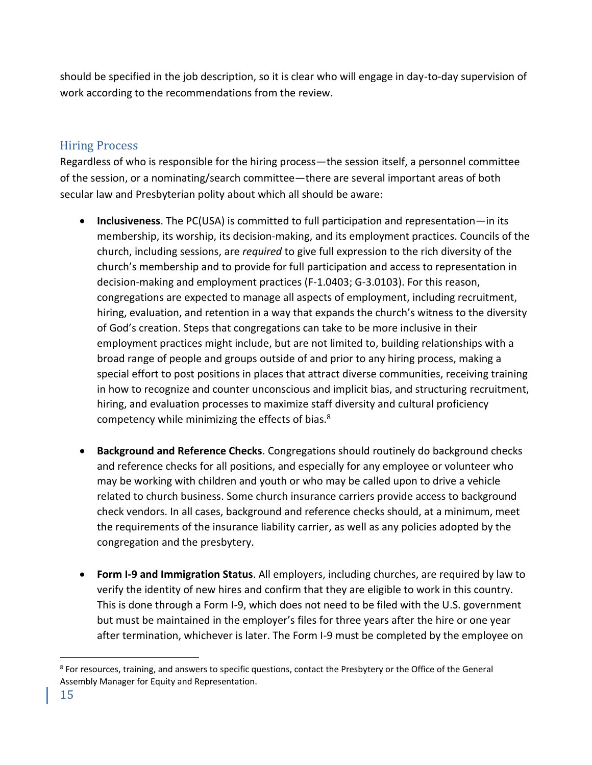should be specified in the job description, so it is clear who will engage in day-to-day supervision of work according to the recommendations from the review.

## Hiring Process

Regardless of who is responsible for the hiring process—the session itself, a personnel committee of the session, or a nominating/search committee—there are several important areas of both secular law and Presbyterian polity about which all should be aware:

- **Inclusiveness**. The PC(USA) is committed to full participation and representation—in its membership, its worship, its decision-making, and its employment practices. Councils of the church, including sessions, are *required* to give full expression to the rich diversity of the church's membership and to provide for full participation and access to representation in decision-making and employment practices (F-1.0403; G-3.0103). For this reason, congregations are expected to manage all aspects of employment, including recruitment, hiring, evaluation, and retention in a way that expands the church's witness to the diversity of God's creation. Steps that congregations can take to be more inclusive in their employment practices might include, but are not limited to, building relationships with a broad range of people and groups outside of and prior to any hiring process, making a special effort to post positions in places that attract diverse communities, receiving training in how to recognize and counter unconscious and implicit bias, and structuring recruitment, hiring, and evaluation processes to maximize staff diversity and cultural proficiency competency while minimizing the effects of bias.[8]

- **Background and Reference Checks**. Congregations should routinely do background checks and reference checks for all positions, and especially for any employee or volunteer who may be working with children and youth or who may be called upon to drive a vehicle related to church business. Some church insurance carriers provide access to background check vendors. In all cases, background and reference checks should, at a minimum, meet the requirements of the insurance liability carrier, as well as any policies adopted by the congregation and the presbytery.

- **Form I-9 and Immigration Status**. All employers, including churches, are required by law to verify the identity of new hires and confirm that they are eligible to work in this country. This is done through a Form I-9, which does not need to be filed with the U.S. government but must be maintained in the employer's files for three years after the hire or one year after termination, whichever is later. The Form I-9 must be completed by the employee on

[8] For resources, training, and answers to specific questions, contact the Presbytery or the Office of the General Assembly Manager for Equity and Representation.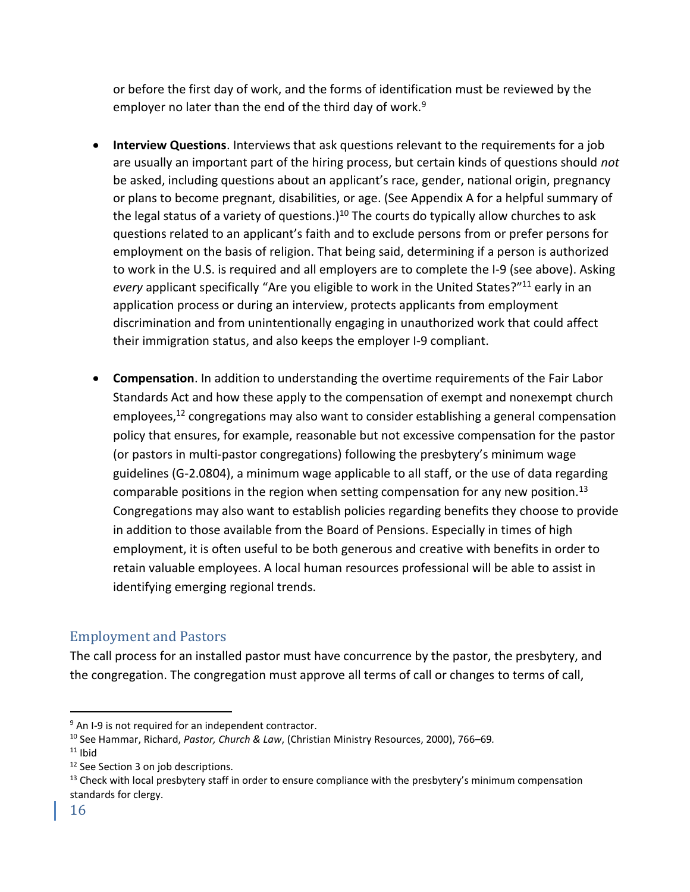or before the first day of work, and the forms of identification must be reviewed by the employer no later than the end of the third day of work.[9]

- **Interview Questions**. Interviews that ask questions relevant to the requirements for a job are usually an important part of the hiring process, but certain kinds of questions should *not* be asked, including questions about an applicant's race, gender, national origin, pregnancy or plans to become pregnant, disabilities, or age. (See Appendix A for a helpful summary of the legal status of a variety of questions.)[10] The courts do typically allow churches to ask questions related to an applicant's faith and to exclude persons from or prefer persons for employment on the basis of religion. That being said, determining if a person is authorized to work in the U.S. is required and all employers are to complete the I-9 (see above). Asking *every* applicant specifically "Are you eligible to work in the United States?"[11] early in an application process or during an interview, protects applicants from employment discrimination and from unintentionally engaging in unauthorized work that could affect their immigration status, and also keeps the employer I-9 compliant.

- **Compensation**. In addition to understanding the overtime requirements of the Fair Labor Standards Act and how these apply to the compensation of exempt and nonexempt church employees,[12] congregations may also want to consider establishing a general compensation policy that ensures, for example, reasonable but not excessive compensation for the pastor (or pastors in multi-pastor congregations) following the presbytery's minimum wage guidelines (G-2.0804), a minimum wage applicable to all staff, or the use of data regarding comparable positions in the region when setting compensation for any new position.[13] Congregations may also want to establish policies regarding benefits they choose to provide in addition to those available from the Board of Pensions. Especially in times of high employment, it is often useful to be both generous and creative with benefits in order to retain valuable employees. A local human resources professional will be able to assist in identifying emerging regional trends.

## Employment and Pastors

The call process for an installed pastor must have concurrence by the pastor, the presbytery, and the congregation. The congregation must approve all terms of call or changes to terms of call,

---

[9] An I-9 is not required for an independent contractor.

[10] See Hammar, Richard, *Pastor, Church & Law*, (Christian Ministry Resources, 2000), 766–69*.*

[11] Ibid

[12] See Section 3 on job descriptions.

[13] Check with local presbytery staff in order to ensure compliance with the presbytery's minimum compensation standards for clergy.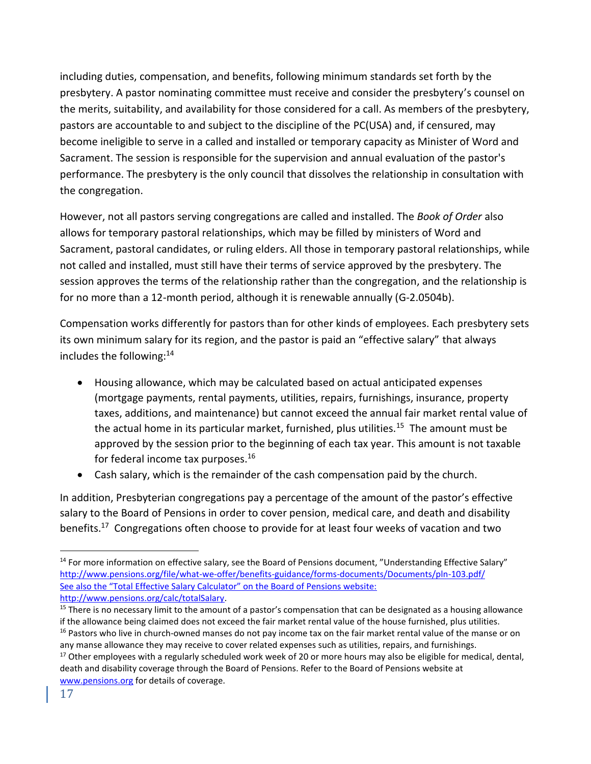including duties, compensation, and benefits, following minimum standards set forth by the presbytery. A pastor nominating committee must receive and consider the presbytery's counsel on the merits, suitability, and availability for those considered for a call. As members of the presbytery, pastors are accountable to and subject to the discipline of the PC(USA) and, if censured, may become ineligible to serve in a called and installed or temporary capacity as Minister of Word and Sacrament. The session is responsible for the supervision and annual evaluation of the pastor's performance. The presbytery is the only council that dissolves the relationship in consultation with the congregation.

However, not all pastors serving congregations are called and installed. The *Book of Order* also allows for temporary pastoral relationships, which may be filled by ministers of Word and Sacrament, pastoral candidates, or ruling elders. All those in temporary pastoral relationships, while not called and installed, must still have their terms of service approved by the presbytery. The session approves the terms of the relationship rather than the congregation, and the relationship is for no more than a 12-month period, although it is renewable annually (G-2.0504b).

Compensation works differently for pastors than for other kinds of employees. Each presbytery sets its own minimum salary for its region, and the pastor is paid an "effective salary" that always includes the following:[14]

- Housing allowance, which may be calculated based on actual anticipated expenses (mortgage payments, rental payments, utilities, repairs, furnishings, insurance, property taxes, additions, and maintenance) but cannot exceed the annual fair market rental value of the actual home in its particular market, furnished, plus utilities.[15] The amount must be approved by the session prior to the beginning of each tax year. This amount is not taxable for federal income tax purposes.[16]
- Cash salary, which is the remainder of the cash compensation paid by the church.

In addition, Presbyterian congregations pay a percentage of the amount of the pastor's effective salary to the Board of Pensions in order to cover pension, medical care, and death and disability benefits.[17] Congregations often choose to provide for at least four weeks of vacation and two

---

[14] For more information on effective salary, see the Board of Pensions document, "Understanding Effective Salary" http://www.pensions.org/file/what-we-offer/benefits-guidance/forms-documents/Documents/pln-103.pdf/ See also the "Total Effective Salary Calculator" on the Board of Pensions website: http://www.pensions.org/calc/totalSalary.

[15] There is no necessary limit to the amount of a pastor's compensation that can be designated as a housing allowance if the allowance being claimed does not exceed the fair market rental value of the house furnished, plus utilities.

[16] Pastors who live in church-owned manses do not pay income tax on the fair market rental value of the manse or on any manse allowance they may receive to cover related expenses such as utilities, repairs, and furnishings.

[17] Other employees with a regularly scheduled work week of 20 or more hours may also be eligible for medical, dental, death and disability coverage through the Board of Pensions. Refer to the Board of Pensions website at www.pensions.org for details of coverage.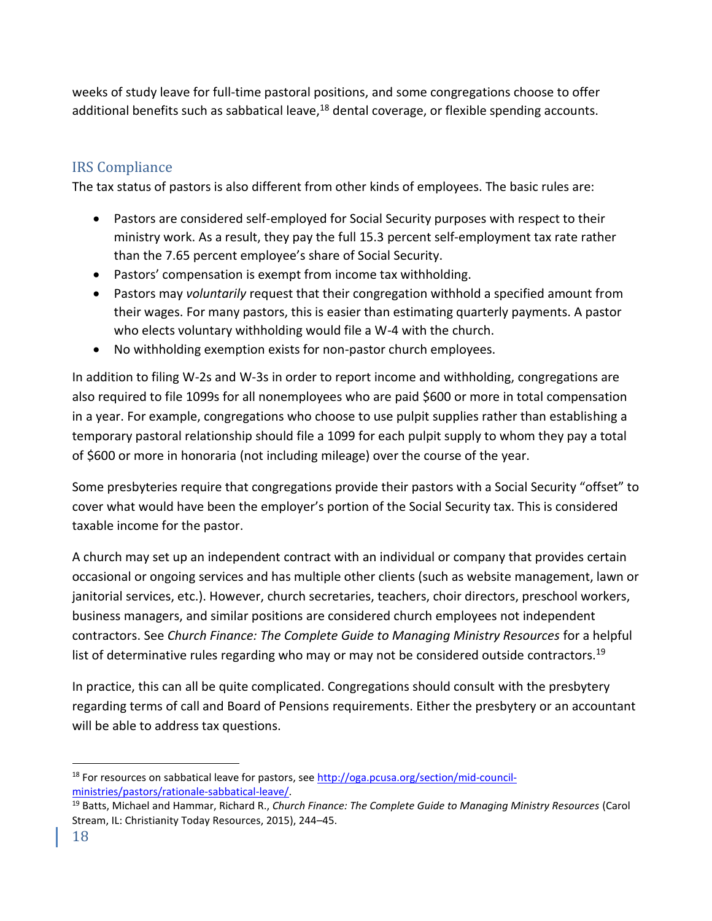weeks of study leave for full-time pastoral positions, and some congregations choose to offer additional benefits such as sabbatical leave,[18] dental coverage, or flexible spending accounts.

## IRS Compliance

The tax status of pastors is also different from other kinds of employees. The basic rules are:

- Pastors are considered self-employed for Social Security purposes with respect to their ministry work. As a result, they pay the full 15.3 percent self-employment tax rate rather than the 7.65 percent employee's share of Social Security.
- Pastors' compensation is exempt from income tax withholding.
- Pastors may *voluntarily* request that their congregation withhold a specified amount from their wages. For many pastors, this is easier than estimating quarterly payments. A pastor who elects voluntary withholding would file a W-4 with the church.
- No withholding exemption exists for non-pastor church employees.

In addition to filing W-2s and W-3s in order to report income and withholding, congregations are also required to file 1099s for all nonemployees who are paid $600 or more in total compensation in a year. For example, congregations who choose to use pulpit supplies rather than establishing a temporary pastoral relationship should file a 1099 for each pulpit supply to whom they pay a total of $600 or more in honoraria (not including mileage) over the course of the year.

Some presbyteries require that congregations provide their pastors with a Social Security "offset" to cover what would have been the employer's portion of the Social Security tax. This is considered taxable income for the pastor.

A church may set up an independent contract with an individual or company that provides certain occasional or ongoing services and has multiple other clients (such as website management, lawn or janitorial services, etc.). However, church secretaries, teachers, choir directors, preschool workers, business managers, and similar positions are considered church employees not independent contractors. See *Church Finance: The Complete Guide to Managing Ministry Resources* for a helpful list of determinative rules regarding who may or may not be considered outside contractors.[19]

In practice, this can all be quite complicated. Congregations should consult with the presbytery regarding terms of call and Board of Pensions requirements. Either the presbytery or an accountant will be able to address tax questions.

---

[18] For resources on sabbatical leave for pastors, see http://oga.pcusa.org/section/mid-council-ministries/pastors/rationale-sabbatical-leave/.

[19] Batts, Michael and Hammar, Richard R., *Church Finance: The Complete Guide to Managing Ministry Resources* (Carol Stream, IL: Christianity Today Resources, 2015), 244–45.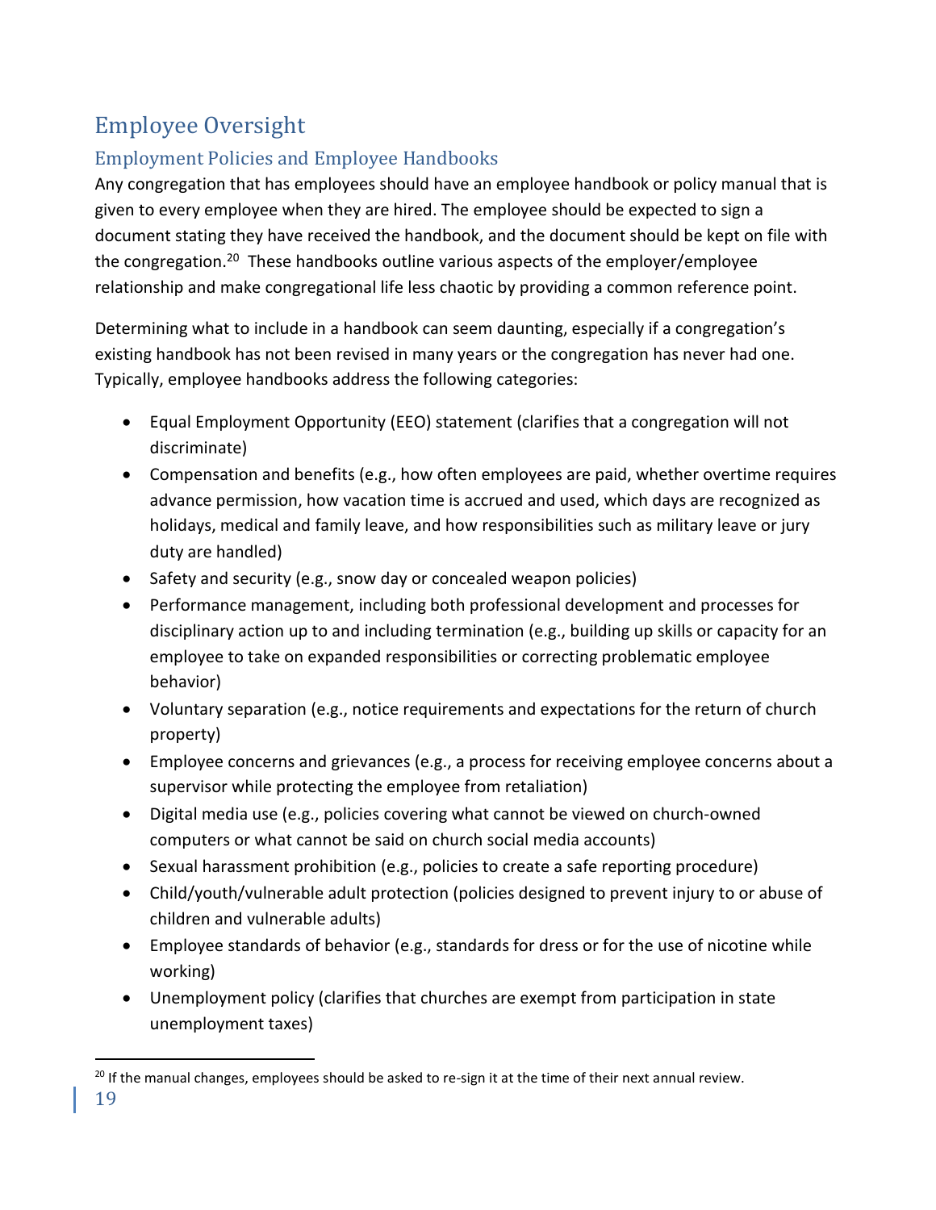# Employee Oversight

## Employment Policies and Employee Handbooks

Any congregation that has employees should have an employee handbook or policy manual that is given to every employee when they are hired. The employee should be expected to sign a document stating they have received the handbook, and the document should be kept on file with the congregation.[20] These handbooks outline various aspects of the employer/employee relationship and make congregational life less chaotic by providing a common reference point.

Determining what to include in a handbook can seem daunting, especially if a congregation's existing handbook has not been revised in many years or the congregation has never had one. Typically, employee handbooks address the following categories:

- Equal Employment Opportunity (EEO) statement (clarifies that a congregation will not discriminate)
- Compensation and benefits (e.g., how often employees are paid, whether overtime requires advance permission, how vacation time is accrued and used, which days are recognized as holidays, medical and family leave, and how responsibilities such as military leave or jury duty are handled)
- Safety and security (e.g., snow day or concealed weapon policies)
- Performance management, including both professional development and processes for disciplinary action up to and including termination (e.g., building up skills or capacity for an employee to take on expanded responsibilities or correcting problematic employee behavior)
- Voluntary separation (e.g., notice requirements and expectations for the return of church property)
- Employee concerns and grievances (e.g., a process for receiving employee concerns about a supervisor while protecting the employee from retaliation)
- Digital media use (e.g., policies covering what cannot be viewed on church-owned computers or what cannot be said on church social media accounts)
- Sexual harassment prohibition (e.g., policies to create a safe reporting procedure)
- Child/youth/vulnerable adult protection (policies designed to prevent injury to or abuse of children and vulnerable adults)
- Employee standards of behavior (e.g., standards for dress or for the use of nicotine while working)
- Unemployment policy (clarifies that churches are exempt from participation in state unemployment taxes)

[20] If the manual changes, employees should be asked to re-sign it at the time of their next annual review.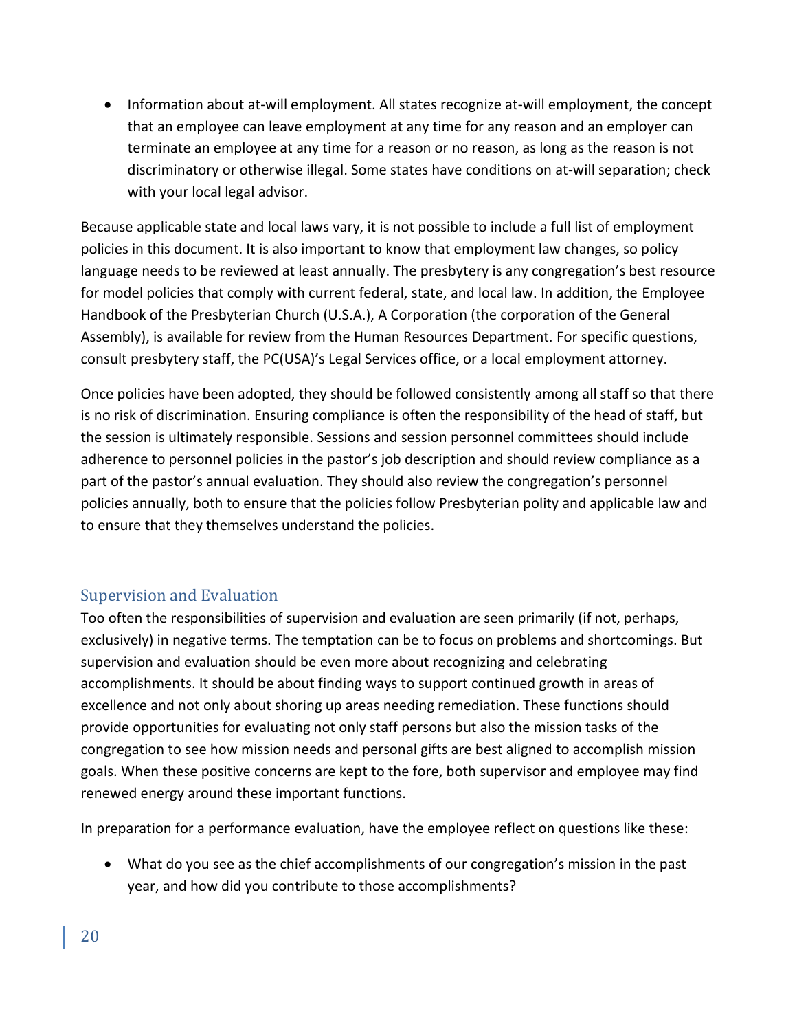- Information about at-will employment. All states recognize at-will employment, the concept that an employee can leave employment at any time for any reason and an employer can terminate an employee at any time for a reason or no reason, as long as the reason is not discriminatory or otherwise illegal. Some states have conditions on at-will separation; check with your local legal advisor.

Because applicable state and local laws vary, it is not possible to include a full list of employment policies in this document. It is also important to know that employment law changes, so policy language needs to be reviewed at least annually. The presbytery is any congregation's best resource for model policies that comply with current federal, state, and local law. In addition, the Employee Handbook of the Presbyterian Church (U.S.A.), A Corporation (the corporation of the General Assembly), is available for review from the Human Resources Department. For specific questions, consult presbytery staff, the PC(USA)'s Legal Services office, or a local employment attorney.

Once policies have been adopted, they should be followed consistently among all staff so that there is no risk of discrimination. Ensuring compliance is often the responsibility of the head of staff, but the session is ultimately responsible. Sessions and session personnel committees should include adherence to personnel policies in the pastor's job description and should review compliance as a part of the pastor's annual evaluation. They should also review the congregation's personnel policies annually, both to ensure that the policies follow Presbyterian polity and applicable law and to ensure that they themselves understand the policies.

## Supervision and Evaluation

Too often the responsibilities of supervision and evaluation are seen primarily (if not, perhaps, exclusively) in negative terms. The temptation can be to focus on problems and shortcomings. But supervision and evaluation should be even more about recognizing and celebrating accomplishments. It should be about finding ways to support continued growth in areas of excellence and not only about shoring up areas needing remediation. These functions should provide opportunities for evaluating not only staff persons but also the mission tasks of the congregation to see how mission needs and personal gifts are best aligned to accomplish mission goals. When these positive concerns are kept to the fore, both supervisor and employee may find renewed energy around these important functions.

In preparation for a performance evaluation, have the employee reflect on questions like these:

- What do you see as the chief accomplishments of our congregation's mission in the past year, and how did you contribute to those accomplishments?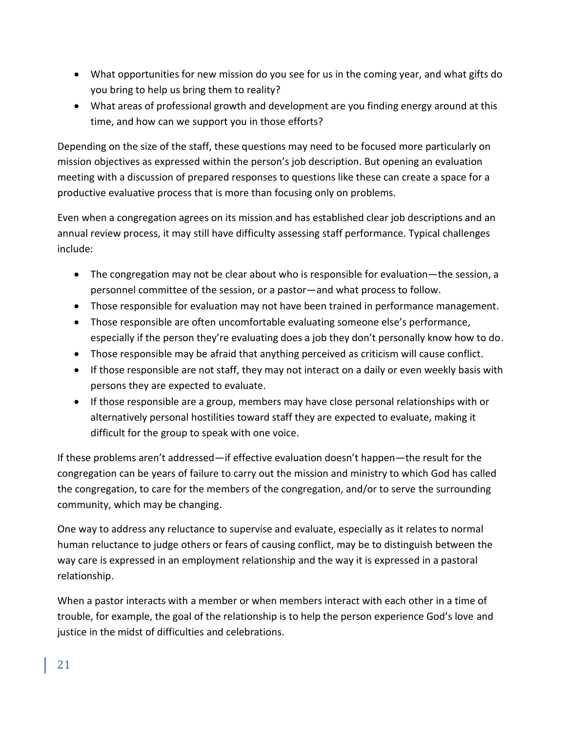- What opportunities for new mission do you see for us in the coming year, and what gifts do you bring to help us bring them to reality?
- What areas of professional growth and development are you finding energy around at this time, and how can we support you in those efforts?

Depending on the size of the staff, these questions may need to be focused more particularly on mission objectives as expressed within the person's job description. But opening an evaluation meeting with a discussion of prepared responses to questions like these can create a space for a productive evaluative process that is more than focusing only on problems.

Even when a congregation agrees on its mission and has established clear job descriptions and an annual review process, it may still have difficulty assessing staff performance. Typical challenges include:

- The congregation may not be clear about who is responsible for evaluation—the session, a personnel committee of the session, or a pastor—and what process to follow.
- Those responsible for evaluation may not have been trained in performance management.
- Those responsible are often uncomfortable evaluating someone else's performance, especially if the person they're evaluating does a job they don't personally know how to do.
- Those responsible may be afraid that anything perceived as criticism will cause conflict.
- If those responsible are not staff, they may not interact on a daily or even weekly basis with persons they are expected to evaluate.
- If those responsible are a group, members may have close personal relationships with or alternatively personal hostilities toward staff they are expected to evaluate, making it difficult for the group to speak with one voice.

If these problems aren't addressed—if effective evaluation doesn't happen—the result for the congregation can be years of failure to carry out the mission and ministry to which God has called the congregation, to care for the members of the congregation, and/or to serve the surrounding community, which may be changing.

One way to address any reluctance to supervise and evaluate, especially as it relates to normal human reluctance to judge others or fears of causing conflict, may be to distinguish between the way care is expressed in an employment relationship and the way it is expressed in a pastoral relationship.

When a pastor interacts with a member or when members interact with each other in a time of trouble, for example, the goal of the relationship is to help the person experience God's love and justice in the midst of difficulties and celebrations.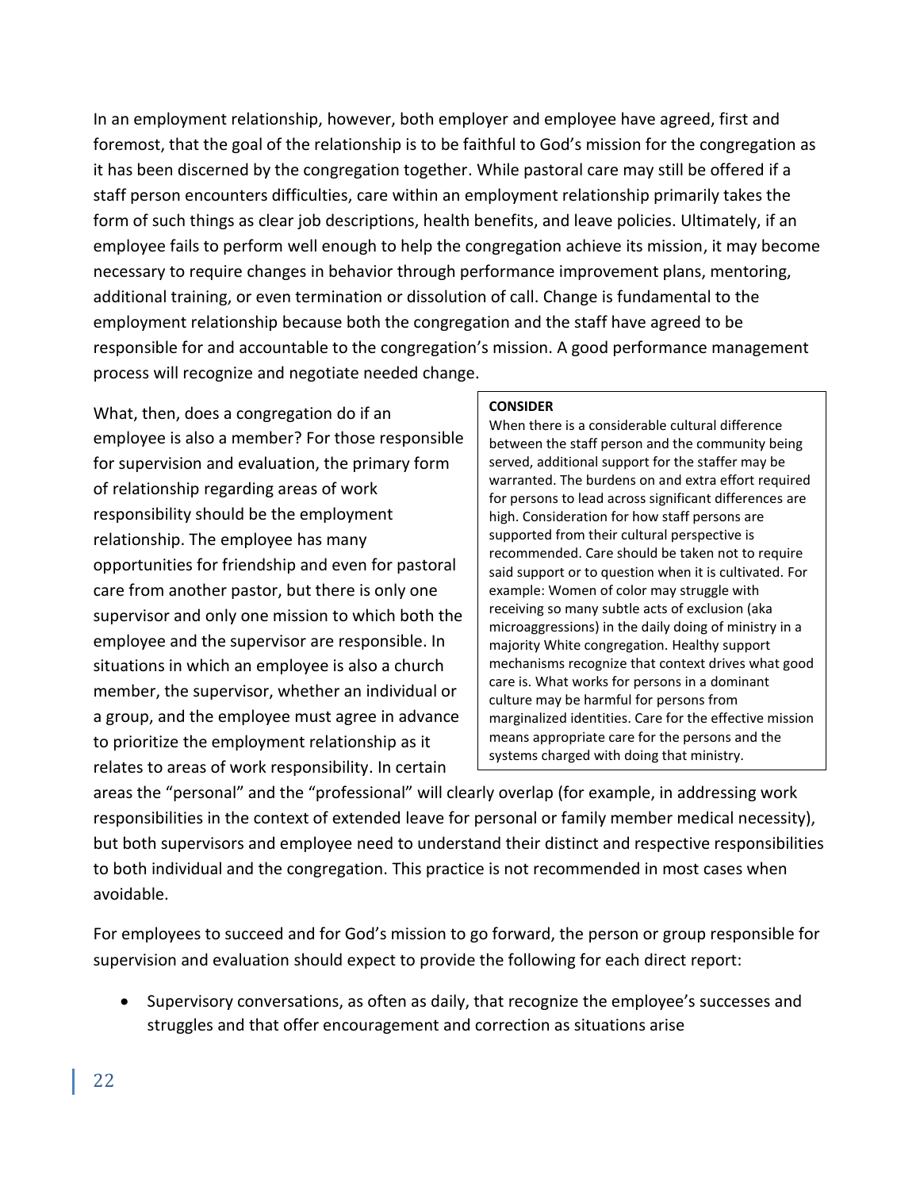In an employment relationship, however, both employer and employee have agreed, first and foremost, that the goal of the relationship is to be faithful to God's mission for the congregation as it has been discerned by the congregation together. While pastoral care may still be offered if a staff person encounters difficulties, care within an employment relationship primarily takes the form of such things as clear job descriptions, health benefits, and leave policies. Ultimately, if an employee fails to perform well enough to help the congregation achieve its mission, it may become necessary to require changes in behavior through performance improvement plans, mentoring, additional training, or even termination or dissolution of call. Change is fundamental to the employment relationship because both the congregation and the staff have agreed to be responsible for and accountable to the congregation's mission. A good performance management process will recognize and negotiate needed change.

What, then, does a congregation do if an employee is also a member? For those responsible for supervision and evaluation, the primary form of relationship regarding areas of work responsibility should be the employment relationship. The employee has many opportunities for friendship and even for pastoral care from another pastor, but there is only one supervisor and only one mission to which both the employee and the supervisor are responsible. In situations in which an employee is also a church member, the supervisor, whether an individual or a group, and the employee must agree in advance to prioritize the employment relationship as it relates to areas of work responsibility. In certain areas the "personal" and the "professional" will clearly overlap (for example, in addressing work responsibilities in the context of extended leave for personal or family member medical necessity), but both supervisors and employee need to understand their distinct and respective responsibilities to both individual and the congregation. This practice is not recommended in most cases when avoidable.

> **CONSIDER**
>
> When there is a considerable cultural difference between the staff person and the community being served, additional support for the staffer may be warranted. The burdens on and extra effort required for persons to lead across significant differences are high. Consideration for how staff persons are supported from their cultural perspective is recommended. Care should be taken not to require said support or to question when it is cultivated. For example: Women of color may struggle with receiving so many subtle acts of exclusion (aka microaggressions) in the daily doing of ministry in a majority White congregation. Healthy support mechanisms recognize that context drives what good care is. What works for persons in a dominant culture may be harmful for persons from marginalized identities. Care for the effective mission means appropriate care for the persons and the systems charged with doing that ministry.

For employees to succeed and for God's mission to go forward, the person or group responsible for supervision and evaluation should expect to provide the following for each direct report:

- Supervisory conversations, as often as daily, that recognize the employee's successes and struggles and that offer encouragement and correction as situations arise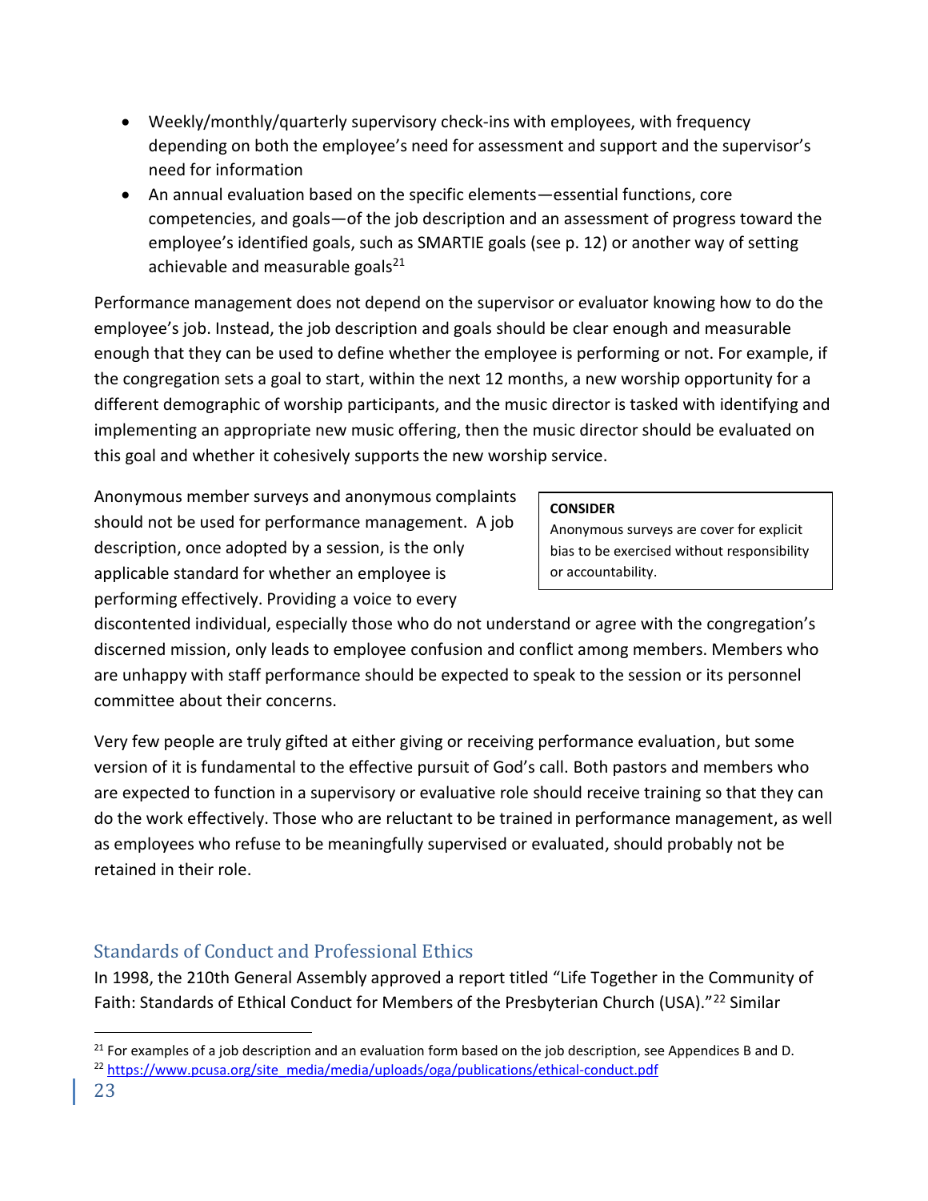- Weekly/monthly/quarterly supervisory check-ins with employees, with frequency depending on both the employee's need for assessment and support and the supervisor's need for information
- An annual evaluation based on the specific elements—essential functions, core competencies, and goals—of the job description and an assessment of progress toward the employee's identified goals, such as SMARTIE goals (see p. 12) or another way of setting achievable and measurable goals[21]

Performance management does not depend on the supervisor or evaluator knowing how to do the employee's job. Instead, the job description and goals should be clear enough and measurable enough that they can be used to define whether the employee is performing or not. For example, if the congregation sets a goal to start, within the next 12 months, a new worship opportunity for a different demographic of worship participants, and the music director is tasked with identifying and implementing an appropriate new music offering, then the music director should be evaluated on this goal and whether it cohesively supports the new worship service.

Anonymous member surveys and anonymous complaints should not be used for performance management. A job description, once adopted by a session, is the only applicable standard for whether an employee is performing effectively. Providing a voice to every discontented individual, especially those who do not understand or agree with the congregation's discerned mission, only leads to employee confusion and conflict among members. Members who are unhappy with staff performance should be expected to speak to the session or its personnel committee about their concerns.

> **CONSIDER**
> Anonymous surveys are cover for explicit bias to be exercised without responsibility or accountability.

Very few people are truly gifted at either giving or receiving performance evaluation, but some version of it is fundamental to the effective pursuit of God's call. Both pastors and members who are expected to function in a supervisory or evaluative role should receive training so that they can do the work effectively. Those who are reluctant to be trained in performance management, as well as employees who refuse to be meaningfully supervised or evaluated, should probably not be retained in their role.

## Standards of Conduct and Professional Ethics

In 1998, the 210th General Assembly approved a report titled "Life Together in the Community of Faith: Standards of Ethical Conduct for Members of the Presbyterian Church (USA)."[22] Similar

[21] For examples of a job description and an evaluation form based on the job description, see Appendices B and D.

[22] https://www.pcusa.org/site_media/media/uploads/oga/publications/ethical-conduct.pdf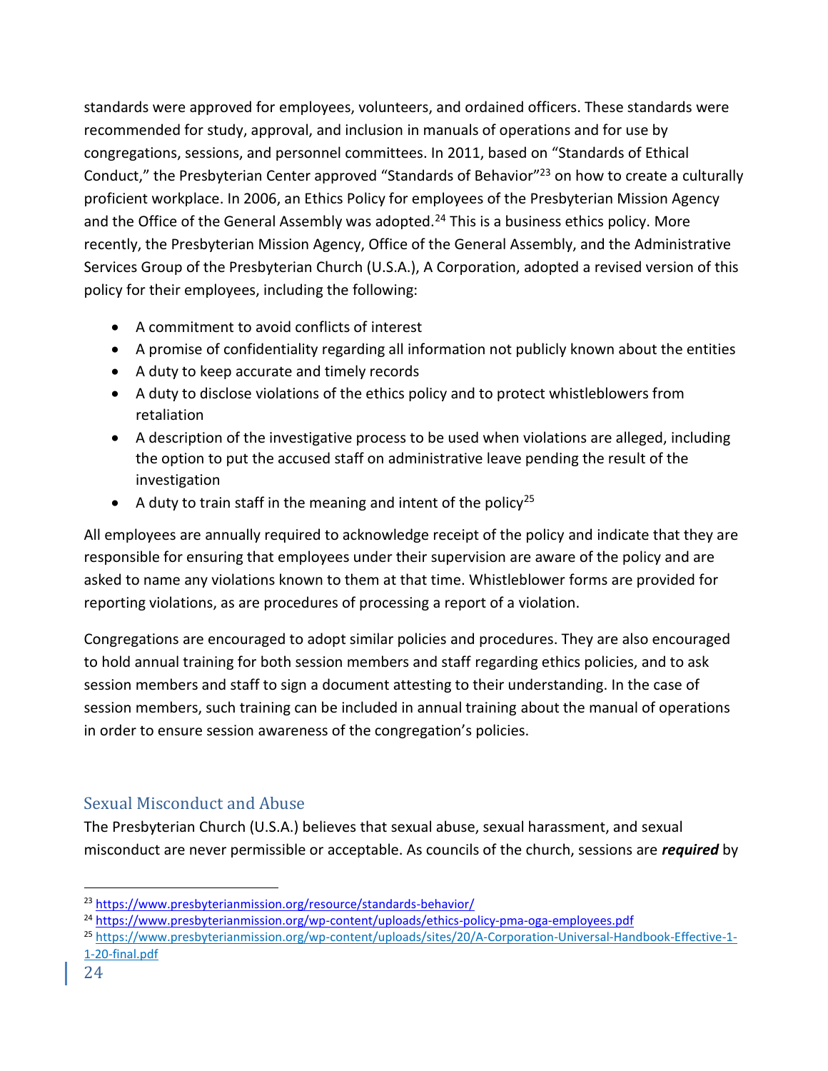standards were approved for employees, volunteers, and ordained officers. These standards were recommended for study, approval, and inclusion in manuals of operations and for use by congregations, sessions, and personnel committees. In 2011, based on "Standards of Ethical Conduct," the Presbyterian Center approved "Standards of Behavior"[23] on how to create a culturally proficient workplace. In 2006, an Ethics Policy for employees of the Presbyterian Mission Agency and the Office of the General Assembly was adopted.[24] This is a business ethics policy. More recently, the Presbyterian Mission Agency, Office of the General Assembly, and the Administrative Services Group of the Presbyterian Church (U.S.A.), A Corporation, adopted a revised version of this policy for their employees, including the following:

- A commitment to avoid conflicts of interest
- A promise of confidentiality regarding all information not publicly known about the entities
- A duty to keep accurate and timely records
- A duty to disclose violations of the ethics policy and to protect whistleblowers from retaliation
- A description of the investigative process to be used when violations are alleged, including the option to put the accused staff on administrative leave pending the result of the investigation
- A duty to train staff in the meaning and intent of the policy[25]

All employees are annually required to acknowledge receipt of the policy and indicate that they are responsible for ensuring that employees under their supervision are aware of the policy and are asked to name any violations known to them at that time. Whistleblower forms are provided for reporting violations, as are procedures of processing a report of a violation.

Congregations are encouraged to adopt similar policies and procedures. They are also encouraged to hold annual training for both session members and staff regarding ethics policies, and to ask session members and staff to sign a document attesting to their understanding. In the case of session members, such training can be included in annual training about the manual of operations in order to ensure session awareness of the congregation's policies.

## Sexual Misconduct and Abuse

The Presbyterian Church (U.S.A.) believes that sexual abuse, sexual harassment, and sexual misconduct are never permissible or acceptable. As councils of the church, sessions are ***required*** by

---

[23] https://www.presbyterianmission.org/resource/standards-behavior/

[24] https://www.presbyterianmission.org/wp-content/uploads/ethics-policy-pma-oga-employees.pdf

[25] https://www.presbyterianmission.org/wp-content/uploads/sites/20/A-Corporation-Universal-Handbook-Effective-1-1-20-final.pdf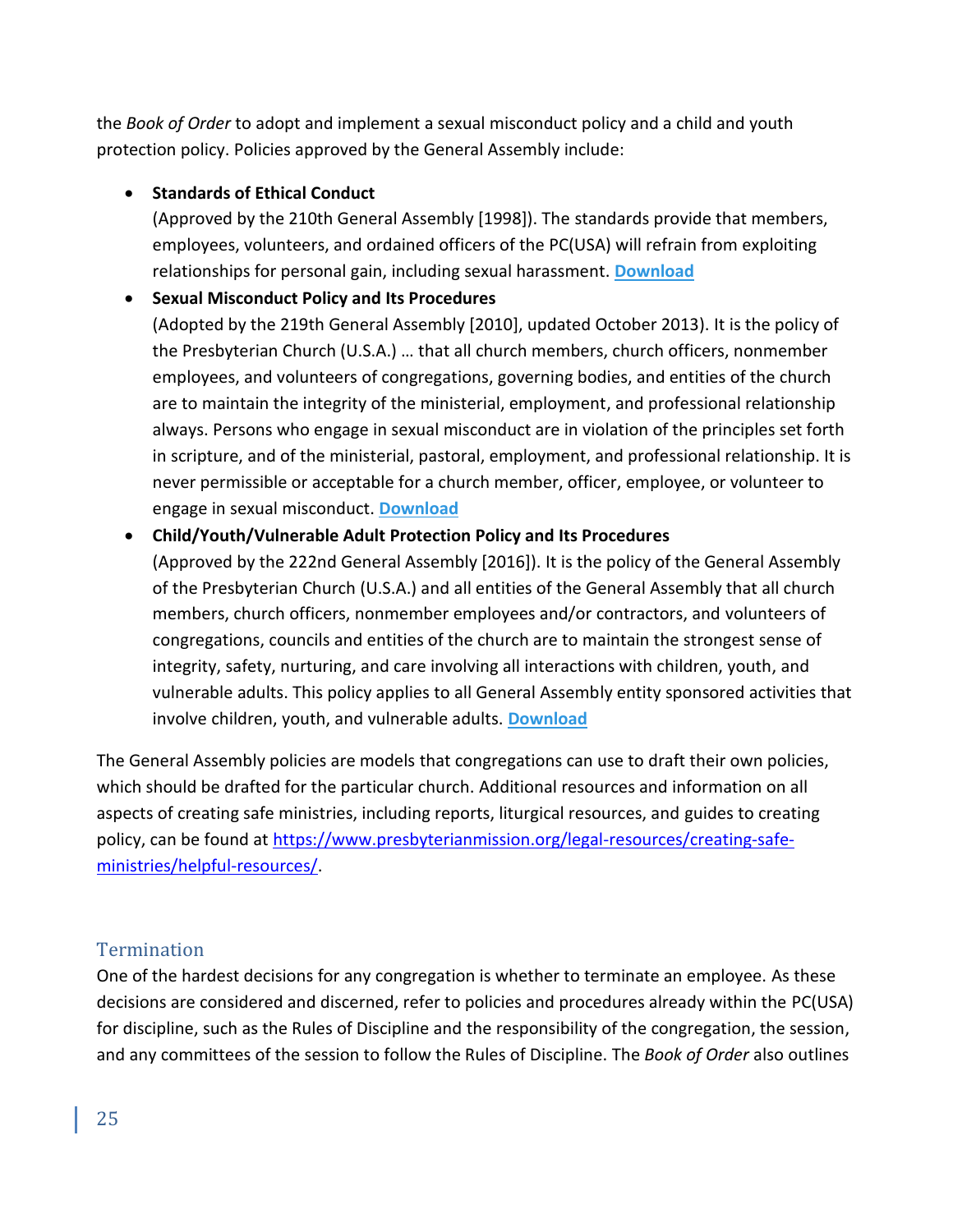the *Book of Order* to adopt and implement a sexual misconduct policy and a child and youth protection policy. Policies approved by the General Assembly include:

- **Standards of Ethical Conduct**
  (Approved by the 210th General Assembly [1998]). The standards provide that members, employees, volunteers, and ordained officers of the PC(USA) will refrain from exploiting relationships for personal gain, including sexual harassment. **Download**
- **Sexual Misconduct Policy and Its Procedures**
  (Adopted by the 219th General Assembly [2010], updated October 2013). It is the policy of the Presbyterian Church (U.S.A.) … that all church members, church officers, nonmember employees, and volunteers of congregations, governing bodies, and entities of the church are to maintain the integrity of the ministerial, employment, and professional relationship always. Persons who engage in sexual misconduct are in violation of the principles set forth in scripture, and of the ministerial, pastoral, employment, and professional relationship. It is never permissible or acceptable for a church member, officer, employee, or volunteer to engage in sexual misconduct. **Download**
- **Child/Youth/Vulnerable Adult Protection Policy and Its Procedures**
  (Approved by the 222nd General Assembly [2016]). It is the policy of the General Assembly of the Presbyterian Church (U.S.A.) and all entities of the General Assembly that all church members, church officers, nonmember employees and/or contractors, and volunteers of congregations, councils and entities of the church are to maintain the strongest sense of integrity, safety, nurturing, and care involving all interactions with children, youth, and vulnerable adults. This policy applies to all General Assembly entity sponsored activities that involve children, youth, and vulnerable adults. **Download**

The General Assembly policies are models that congregations can use to draft their own policies, which should be drafted for the particular church. Additional resources and information on all aspects of creating safe ministries, including reports, liturgical resources, and guides to creating policy, can be found at https://www.presbyterianmission.org/legal-resources/creating-safe-ministries/helpful-resources/.

## Termination

One of the hardest decisions for any congregation is whether to terminate an employee. As these decisions are considered and discerned, refer to policies and procedures already within the PC(USA) for discipline, such as the Rules of Discipline and the responsibility of the congregation, the session, and any committees of the session to follow the Rules of Discipline. The *Book of Order* also outlines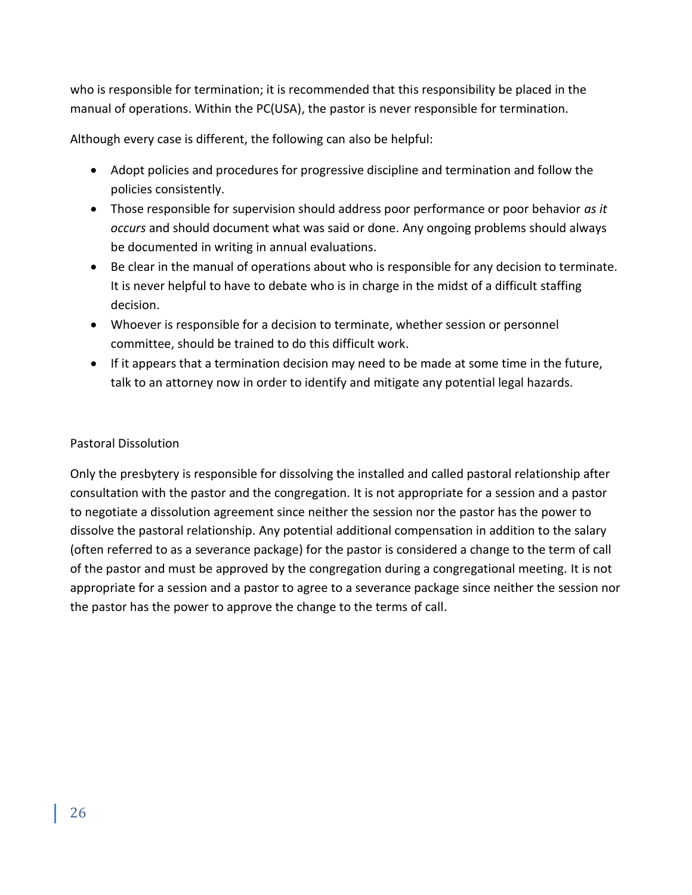who is responsible for termination; it is recommended that this responsibility be placed in the manual of operations. Within the PC(USA), the pastor is never responsible for termination.

Although every case is different, the following can also be helpful:

- Adopt policies and procedures for progressive discipline and termination and follow the policies consistently.
- Those responsible for supervision should address poor performance or poor behavior *as it occurs* and should document what was said or done. Any ongoing problems should always be documented in writing in annual evaluations.
- Be clear in the manual of operations about who is responsible for any decision to terminate. It is never helpful to have to debate who is in charge in the midst of a difficult staffing decision.
- Whoever is responsible for a decision to terminate, whether session or personnel committee, should be trained to do this difficult work.
- If it appears that a termination decision may need to be made at some time in the future, talk to an attorney now in order to identify and mitigate any potential legal hazards.

### Pastoral Dissolution

Only the presbytery is responsible for dissolving the installed and called pastoral relationship after consultation with the pastor and the congregation. It is not appropriate for a session and a pastor to negotiate a dissolution agreement since neither the session nor the pastor has the power to dissolve the pastoral relationship. Any potential additional compensation in addition to the salary (often referred to as a severance package) for the pastor is considered a change to the term of call of the pastor and must be approved by the congregation during a congregational meeting. It is not appropriate for a session and a pastor to agree to a severance package since neither the session nor the pastor has the power to approve the change to the terms of call.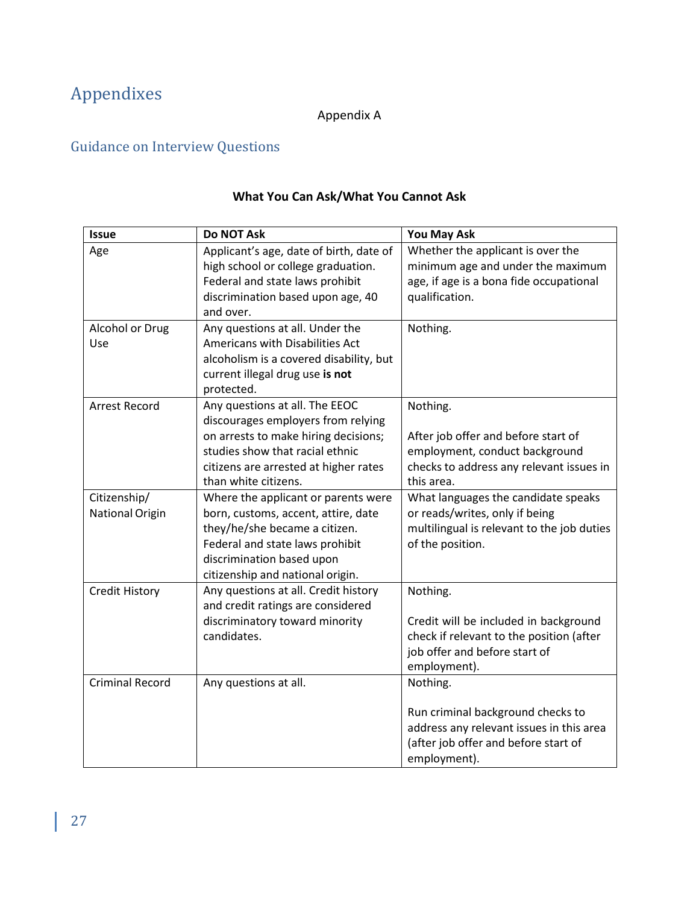# Appendixes

Appendix A

## Guidance on Interview Questions

**What You Can Ask/What You Cannot Ask**

| Issue | Do NOT Ask | You May Ask |
|---|---|---|
| Age | Applicant's age, date of birth, date of high school or college graduation. Federal and state laws prohibit discrimination based upon age, 40 and over. | Whether the applicant is over the minimum age and under the maximum age, if age is a bona fide occupational qualification. |
| Alcohol or Drug Use | Any questions at all. Under the Americans with Disabilities Act alcoholism is a covered disability, but current illegal drug use **is not** protected. | Nothing. |
| Arrest Record | Any questions at all. The EEOC discourages employers from relying on arrests to make hiring decisions; studies show that racial ethnic citizens are arrested at higher rates than white citizens. | Nothing.<br><br>After job offer and before start of employment, conduct background checks to address any relevant issues in this area. |
| Citizenship/ National Origin | Where the applicant or parents were born, customs, accent, attire, date they/he/she became a citizen. Federal and state laws prohibit discrimination based upon citizenship and national origin. | What languages the candidate speaks or reads/writes, only if being multilingual is relevant to the job duties of the position. |
| Credit History | Any questions at all. Credit history and credit ratings are considered discriminatory toward minority candidates. | Nothing.<br><br>Credit will be included in background check if relevant to the position (after job offer and before start of employment). |
| Criminal Record | Any questions at all. | Nothing.<br><br>Run criminal background checks to address any relevant issues in this area (after job offer and before start of employment). |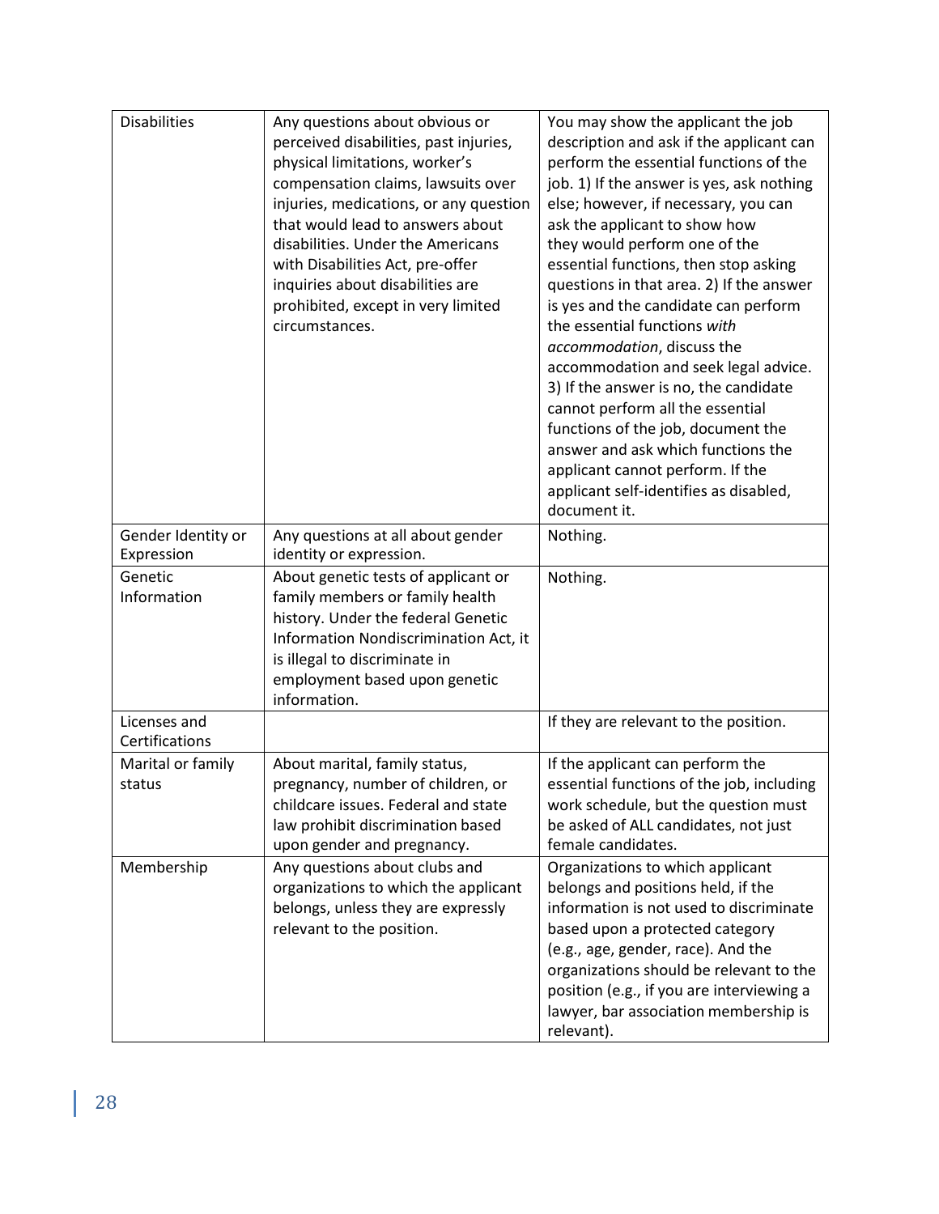| | | |
|---|---|---|
| Disabilities | Any questions about obvious or perceived disabilities, past injuries, physical limitations, worker's compensation claims, lawsuits over injuries, medications, or any question that would lead to answers about disabilities. Under the Americans with Disabilities Act, pre-offer inquiries about disabilities are prohibited, except in very limited circumstances. | You may show the applicant the job description and ask if the applicant can perform the essential functions of the job. 1) If the answer is yes, ask nothing else; however, if necessary, you can ask the applicant to show how they would perform one of the essential functions, then stop asking questions in that area. 2) If the answer is yes and the candidate can perform the essential functions *with accommodation*, discuss the accommodation and seek legal advice. 3) If the answer is no, the candidate cannot perform all the essential functions of the job, document the answer and ask which functions the applicant cannot perform. If the applicant self-identifies as disabled, document it. |
| Gender Identity or Expression | Any questions at all about gender identity or expression. | Nothing. |
| Genetic Information | About genetic tests of applicant or family members or family health history. Under the federal Genetic Information Nondiscrimination Act, it is illegal to discriminate in employment based upon genetic information. | Nothing. |
| Licenses and Certifications | | If they are relevant to the position. |
| Marital or family status | About marital, family status, pregnancy, number of children, or childcare issues. Federal and state law prohibit discrimination based upon gender and pregnancy. | If the applicant can perform the essential functions of the job, including work schedule, but the question must be asked of ALL candidates, not just female candidates. |
| Membership | Any questions about clubs and organizations to which the applicant belongs, unless they are expressly relevant to the position. | Organizations to which applicant belongs and positions held, if the information is not used to discriminate based upon a protected category (e.g., age, gender, race). And the organizations should be relevant to the position (e.g., if you are interviewing a lawyer, bar association membership is relevant). |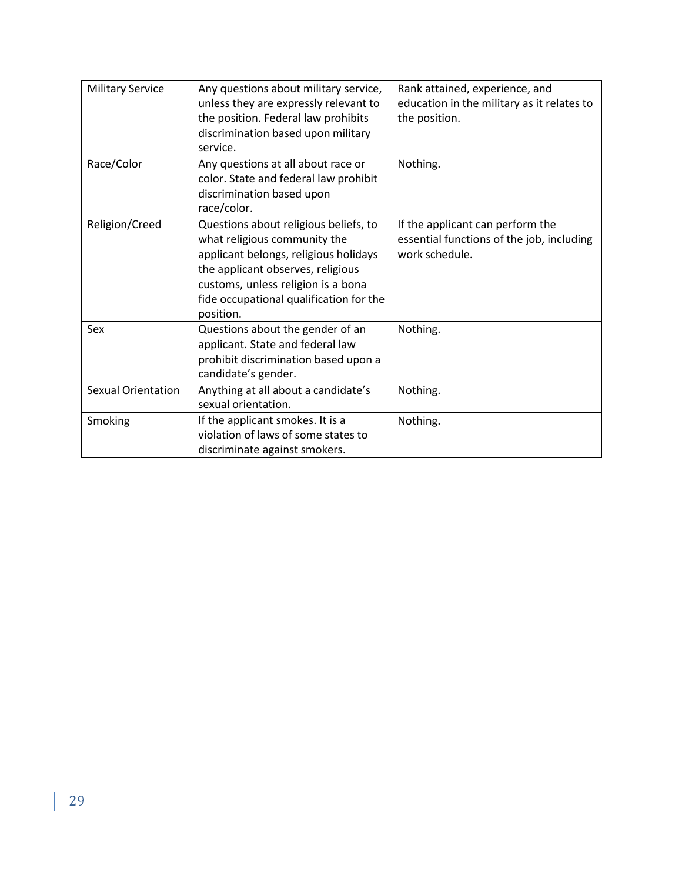| Military Service | Any questions about military service, unless they are expressly relevant to the position. Federal law prohibits discrimination based upon military service. | Rank attained, experience, and education in the military as it relates to the position. |
|---|---|---|
| Race/Color | Any questions at all about race or color. State and federal law prohibit discrimination based upon race/color. | Nothing. |
| Religion/Creed | Questions about religious beliefs, to what religious community the applicant belongs, religious holidays the applicant observes, religious customs, unless religion is a bona fide occupational qualification for the position. | If the applicant can perform the essential functions of the job, including work schedule. |
| Sex | Questions about the gender of an applicant. State and federal law prohibit discrimination based upon a candidate's gender. | Nothing. |
| Sexual Orientation | Anything at all about a candidate's sexual orientation. | Nothing. |
| Smoking | If the applicant smokes. It is a violation of laws of some states to discriminate against smokers. | Nothing. |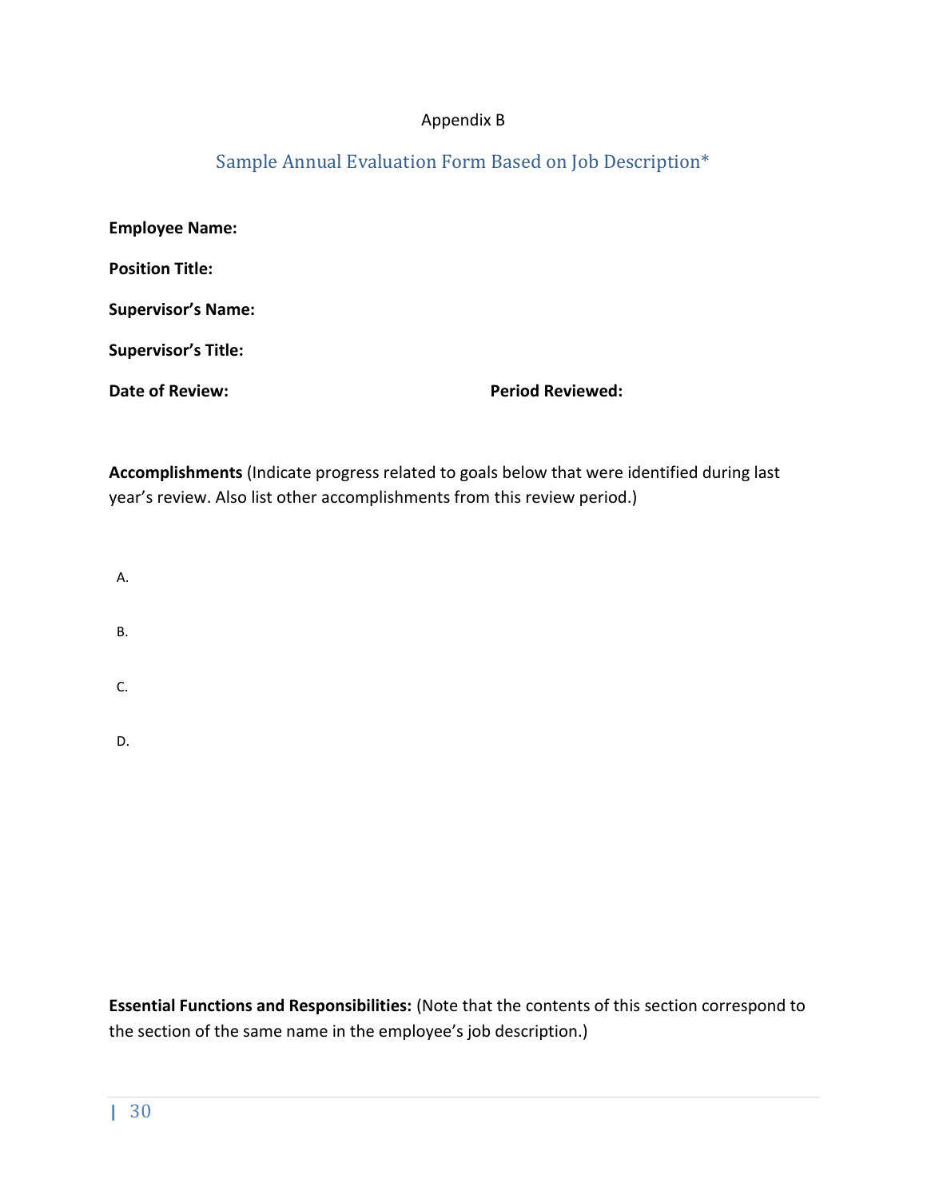Appendix B

## Sample Annual Evaluation Form Based on Job Description*

**Employee Name:**

**Position Title:**

**Supervisor's Name:**

**Supervisor's Title:**

**Date of Review:** **Period Reviewed:**

**Accomplishments** (Indicate progress related to goals below that were identified during last year's review. Also list other accomplishments from this review period.)

A.

B.

C.

D.

**Essential Functions and Responsibilities:** (Note that the contents of this section correspond to the section of the same name in the employee's job description.)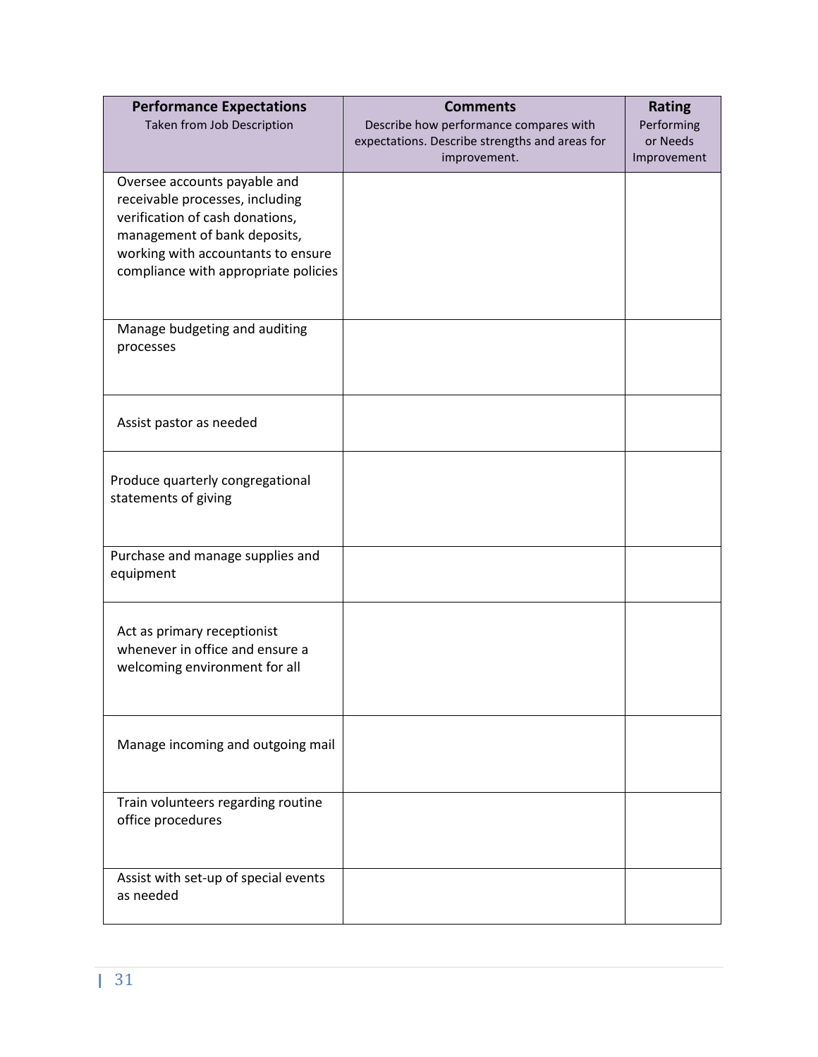| **Performance Expectations**<br>Taken from Job Description | **Comments**<br>Describe how performance compares with expectations. Describe strengths and areas for improvement. | **Rating**<br>Performing or Needs Improvement |
|---|---|---|
| Oversee accounts payable and receivable processes, including verification of cash donations, management of bank deposits, working with accountants to ensure compliance with appropriate policies | | |
| Manage budgeting and auditing processes | | |
| Assist pastor as needed | | |
| Produce quarterly congregational statements of giving | | |
| Purchase and manage supplies and equipment | | |
| Act as primary receptionist whenever in office and ensure a welcoming environment for all | | |
| Manage incoming and outgoing mail | | |
| Train volunteers regarding routine office procedures | | |
| Assist with set-up of special events as needed | | |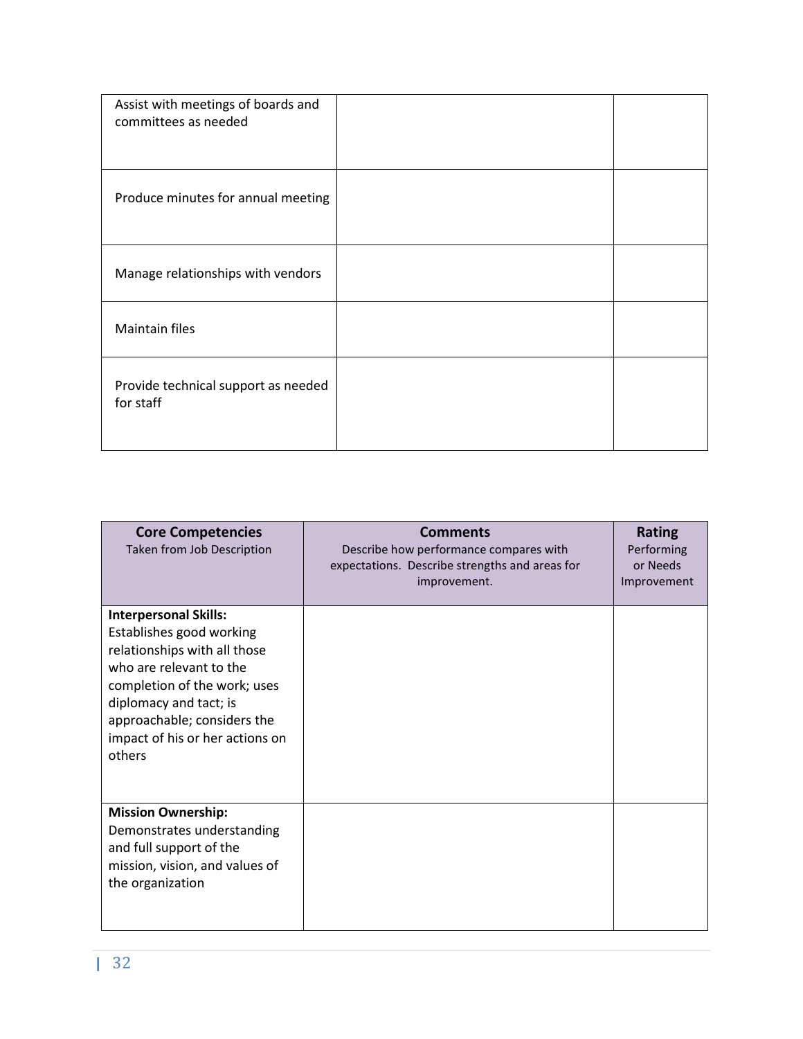| | | |
|---|---|---|
| Assist with meetings of boards and committees as needed | | |
| Produce minutes for annual meeting | | |
| Manage relationships with vendors | | |
| Maintain files | | |
| Provide technical support as needed for staff | | |

| **Core Competencies**<br>Taken from Job Description | **Comments**<br>Describe how performance compares with expectations. Describe strengths and areas for improvement. | **Rating**<br>Performing or Needs Improvement |
|---|---|---|
| **Interpersonal Skills:** Establishes good working relationships with all those who are relevant to the completion of the work; uses diplomacy and tact; is approachable; considers the impact of his or her actions on others | | |
| **Mission Ownership:** Demonstrates understanding and full support of the mission, vision, and values of the organization | | |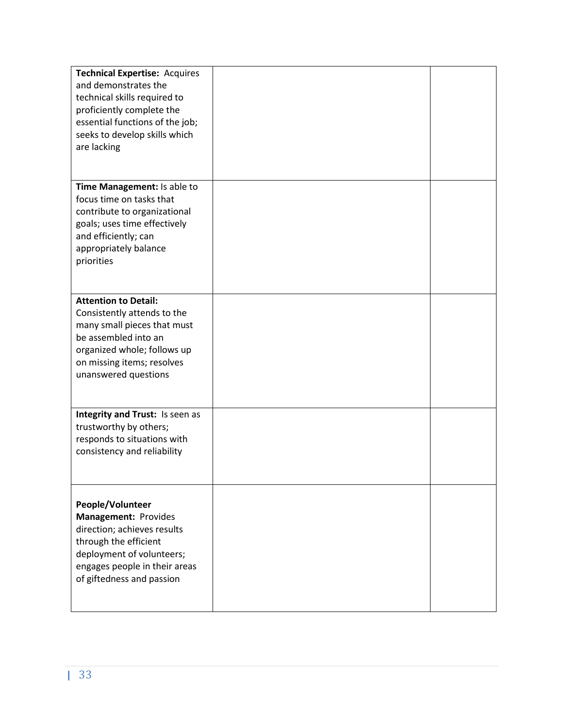| | | |
|---|---|---|
| **Technical Expertise:** Acquires and demonstrates the technical skills required to proficiently complete the essential functions of the job; seeks to develop skills which are lacking | | |
| **Time Management:** Is able to focus time on tasks that contribute to organizational goals; uses time effectively and efficiently; can appropriately balance priorities | | |
| **Attention to Detail:** Consistently attends to the many small pieces that must be assembled into an organized whole; follows up on missing items; resolves unanswered questions | | |
| **Integrity and Trust:** Is seen as trustworthy by others; responds to situations with consistency and reliability | | |
| **People/Volunteer Management:** Provides direction; achieves results through the efficient deployment of volunteers; engages people in their areas of giftedness and passion | | |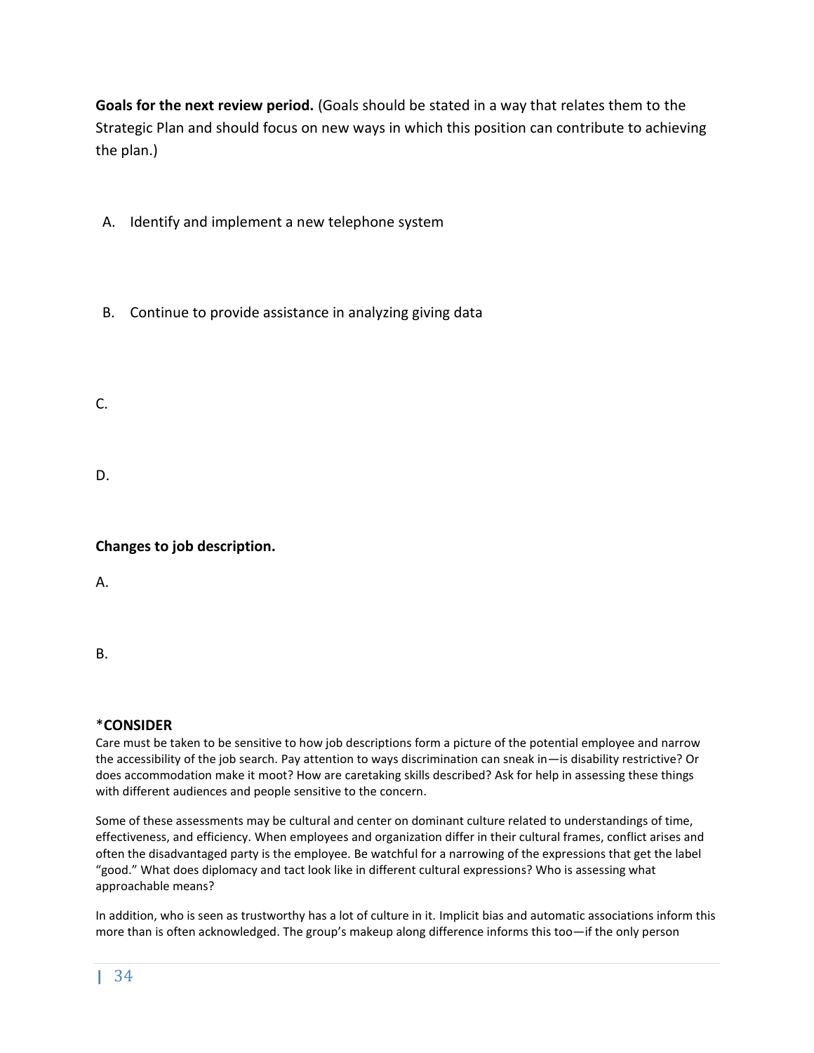**Goals for the next review period.** (Goals should be stated in a way that relates them to the Strategic Plan and should focus on new ways in which this position can contribute to achieving the plan.)

A. Identify and implement a new telephone system

B. Continue to provide assistance in analyzing giving data

C.

D.

**Changes to job description.**

A.

B.

**\*CONSIDER**

Care must be taken to be sensitive to how job descriptions form a picture of the potential employee and narrow the accessibility of the job search. Pay attention to ways discrimination can sneak in—is disability restrictive? Or does accommodation make it moot? How are caretaking skills described? Ask for help in assessing these things with different audiences and people sensitive to the concern.

Some of these assessments may be cultural and center on dominant culture related to understandings of time, effectiveness, and efficiency. When employees and organization differ in their cultural frames, conflict arises and often the disadvantaged party is the employee. Be watchful for a narrowing of the expressions that get the label "good." What does diplomacy and tact look like in different cultural expressions? Who is assessing what approachable means?

In addition, who is seen as trustworthy has a lot of culture in it. Implicit bias and automatic associations inform this more than is often acknowledged. The group's makeup along difference informs this too—if the only person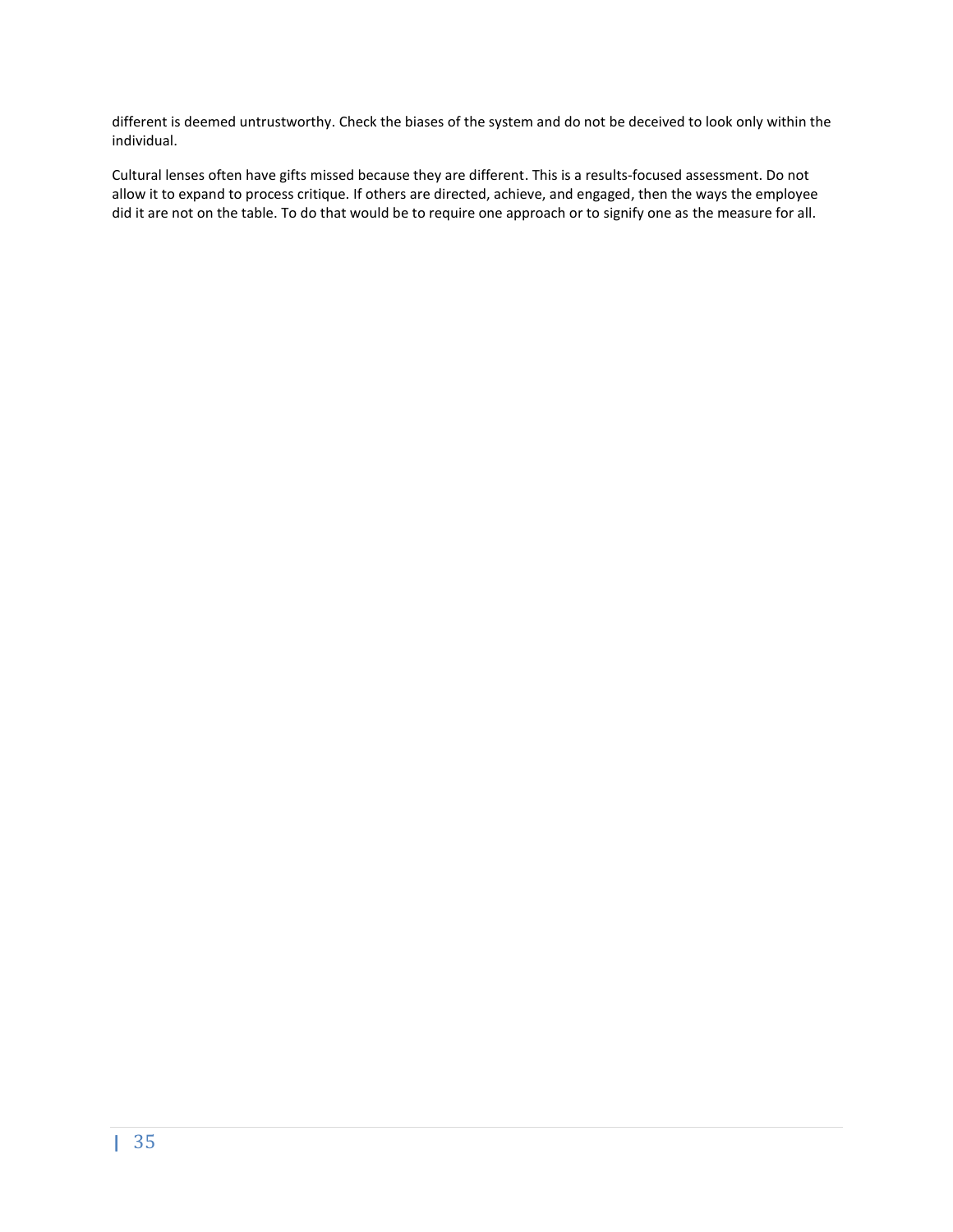different is deemed untrustworthy. Check the biases of the system and do not be deceived to look only within the individual.

Cultural lenses often have gifts missed because they are different. This is a results-focused assessment. Do not allow it to expand to process critique. If others are directed, achieve, and engaged, then the ways the employee did it are not on the table. To do that would be to require one approach or to signify one as the measure for all.